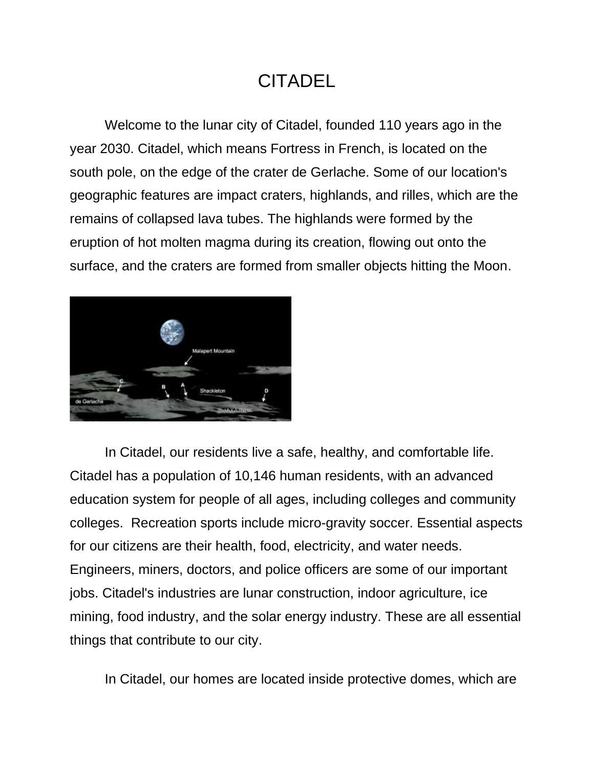# CITADEL

Welcome to the lunar city of Citadel, founded 110 years ago in the year 2030. Citadel, which means Fortress in French, is located on the south pole, on the edge of the crater de Gerlache. Some of our location's geographic features are impact craters, highlands, and rilles, which are the remains of collapsed lava tubes. The highlands were formed by the eruption of hot molten magma during its creation, flowing out onto the surface, and the craters are formed from smaller objects hitting the Moon.

In Citadel, our residents live a safe, healthy, and comfortable life. Citadel has a population of 10,146 human residents, with an advanced education system for people of all ages, including colleges and community colleges. Recreation sports include micro-gravity soccer. Essential aspects for our citizens are their health, food, electricity, and water needs. Engineers, miners, doctors, and police officers are some of our important jobs. Citadel's industries are lunar construction, indoor agriculture, ice mining, food industry, and the solar energy industry. These are all essential things that contribute to our city.

In Citadel, our homes are located inside protective domes, which are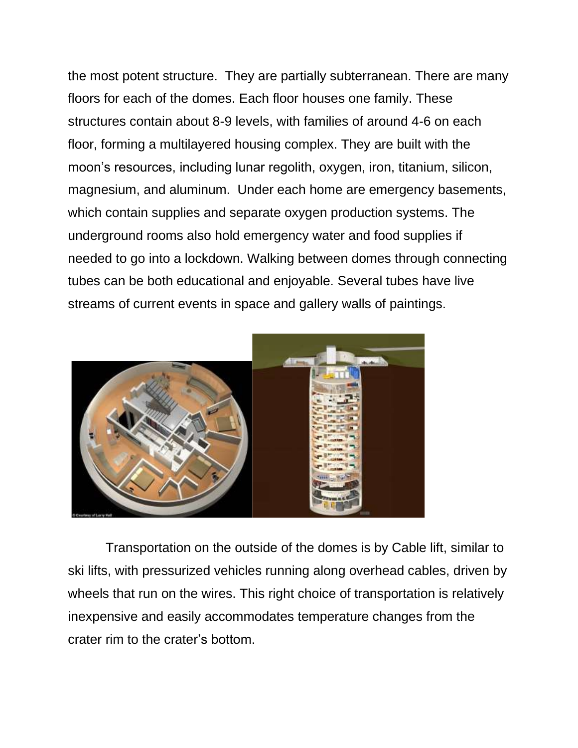the most potent structure. They are partially subterranean. There are many floors for each of the domes. Each floor houses one family. These structures contain about 8-9 levels, with families of around 4-6 on each floor, forming a multilayered housing complex. They are built with the moon's resources, including lunar regolith, oxygen, iron, titanium, silicon, magnesium, and aluminum. Under each home are emergency basements, which contain supplies and separate oxygen production systems. The underground rooms also hold emergency water and food supplies if needed to go into a lockdown. Walking between domes through connecting tubes can be both educational and enjoyable. Several tubes have live streams of current events in space and gallery walls of paintings.

Transportation on the outside of the domes is by Cable lift, similar to ski lifts, with pressurized vehicles running along overhead cables, driven by wheels that run on the wires. This right choice of transportation is relatively inexpensive and easily accommodates temperature changes from the crater rim to the crater's bottom.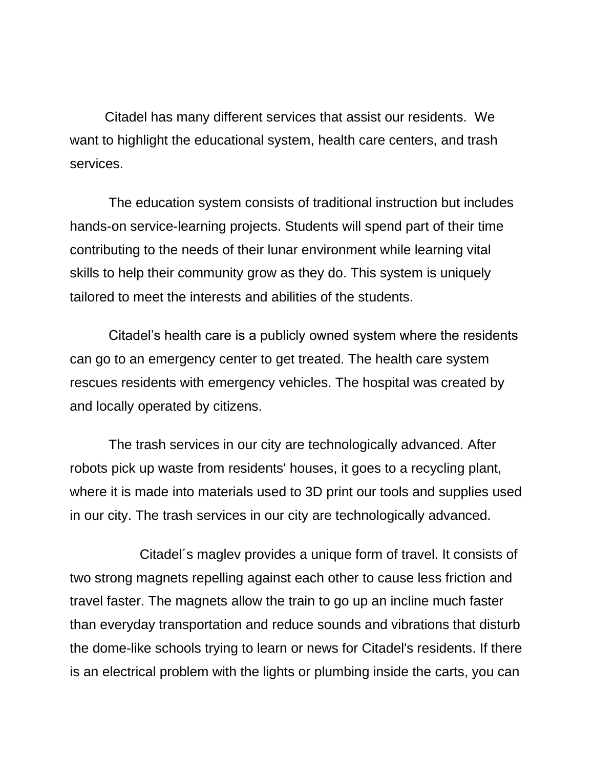Citadel has many different services that assist our residents. We want to highlight the educational system, health care centers, and trash services.

The education system consists of traditional instruction but includes hands-on service-learning projects. Students will spend part of their time contributing to the needs of their lunar environment while learning vital skills to help their community grow as they do. This system is uniquely tailored to meet the interests and abilities of the students.

Citadel's health care is a publicly owned system where the residents can go to an emergency center to get treated. The health care system rescues residents with emergency vehicles. The hospital was created by and locally operated by citizens.

The trash services in our city are technologically advanced. After robots pick up waste from residents' houses, it goes to a recycling plant, where it is made into materials used to 3D print our tools and supplies used in our city. The trash services in our city are technologically advanced.

Citadel´s maglev provides a unique form of travel. It consists of two strong magnets repelling against each other to cause less friction and travel faster. The magnets allow the train to go up an incline much faster than everyday transportation and reduce sounds and vibrations that disturb the dome-like schools trying to learn or news for Citadel's residents. If there is an electrical problem with the lights or plumbing inside the carts, you can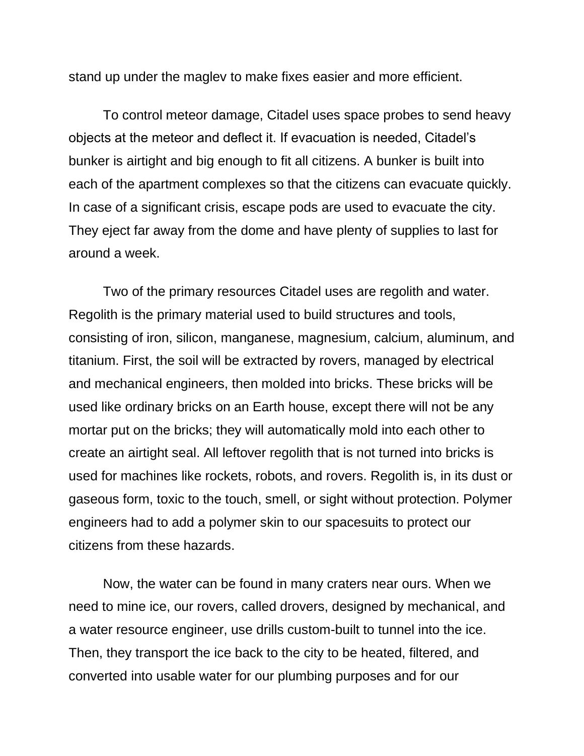stand up under the maglev to make fixes easier and more efficient.

To control meteor damage, Citadel uses space probes to send heavy objects at the meteor and deflect it. If evacuation is needed, Citadel's bunker is airtight and big enough to fit all citizens. A bunker is built into each of the apartment complexes so that the citizens can evacuate quickly. In case of a significant crisis, escape pods are used to evacuate the city. They eject far away from the dome and have plenty of supplies to last for around a week.

Two of the primary resources Citadel uses are regolith and water. Regolith is the primary material used to build structures and tools, consisting of iron, silicon, manganese, magnesium, calcium, aluminum, and titanium. First, the soil will be extracted by rovers, managed by electrical and mechanical engineers, then molded into bricks. These bricks will be used like ordinary bricks on an Earth house, except there will not be any mortar put on the bricks; they will automatically mold into each other to create an airtight seal. All leftover regolith that is not turned into bricks is used for machines like rockets, robots, and rovers. Regolith is, in its dust or gaseous form, toxic to the touch, smell, or sight without protection. Polymer engineers had to add a polymer skin to our spacesuits to protect our citizens from these hazards.

Now, the water can be found in many craters near ours. When we need to mine ice, our rovers, called drovers, designed by mechanical, and a water resource engineer, use drills custom-built to tunnel into the ice. Then, they transport the ice back to the city to be heated, filtered, and converted into usable water for our plumbing purposes and for our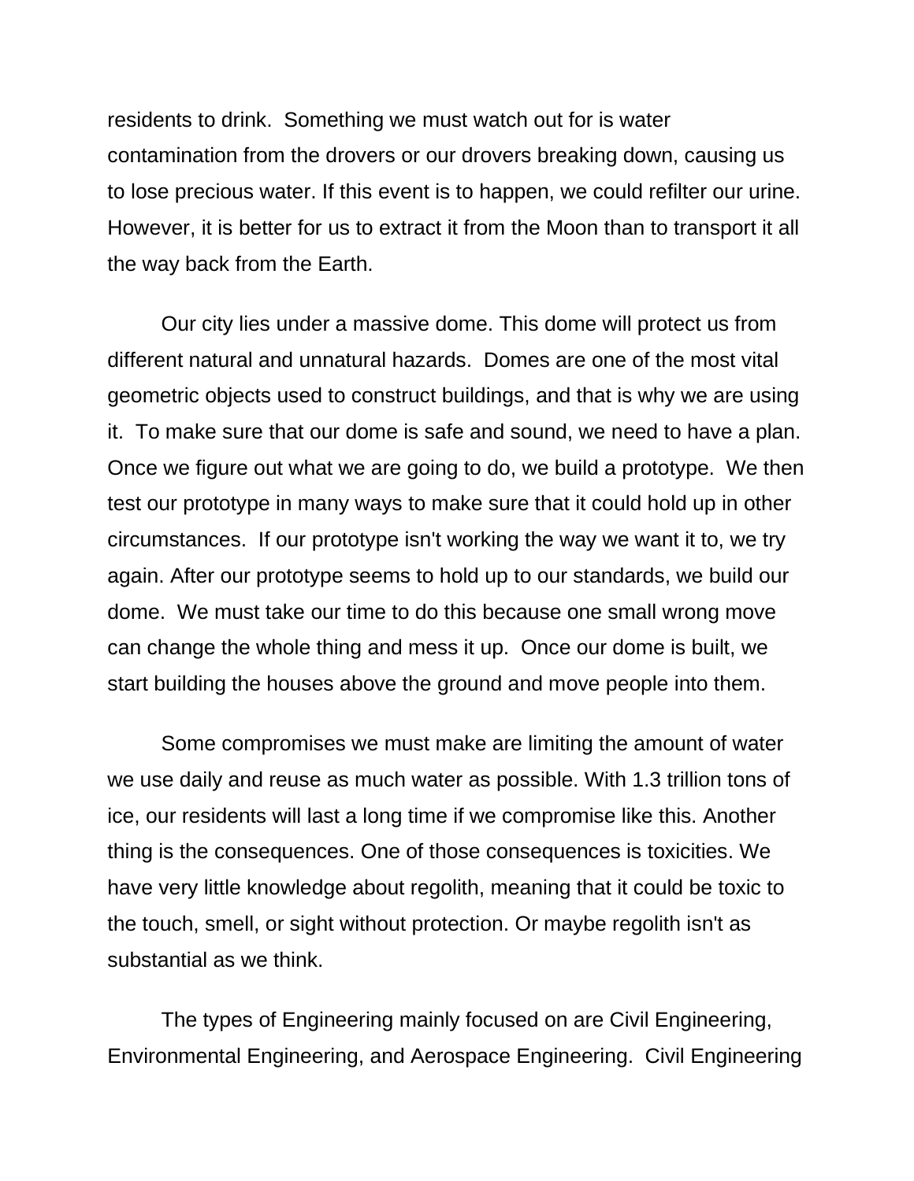residents to drink. Something we must watch out for is water contamination from the drovers or our drovers breaking down, causing us to lose precious water. If this event is to happen, we could refilter our urine. However, it is better for us to extract it from the Moon than to transport it all the way back from the Earth.

Our city lies under a massive dome. This dome will protect us from different natural and unnatural hazards. Domes are one of the most vital geometric objects used to construct buildings, and that is why we are using it. To make sure that our dome is safe and sound, we need to have a plan. Once we figure out what we are going to do, we build a prototype. We then test our prototype in many ways to make sure that it could hold up in other circumstances. If our prototype isn't working the way we want it to, we try again. After our prototype seems to hold up to our standards, we build our dome. We must take our time to do this because one small wrong move can change the whole thing and mess it up. Once our dome is built, we start building the houses above the ground and move people into them.

Some compromises we must make are limiting the amount of water we use daily and reuse as much water as possible. With 1.3 trillion tons of ice, our residents will last a long time if we compromise like this. Another thing is the consequences. One of those consequences is toxicities. We have very little knowledge about regolith, meaning that it could be toxic to the touch, smell, or sight without protection. Or maybe regolith isn't as substantial as we think.

The types of Engineering mainly focused on are Civil Engineering, Environmental Engineering, and Aerospace Engineering. Civil Engineering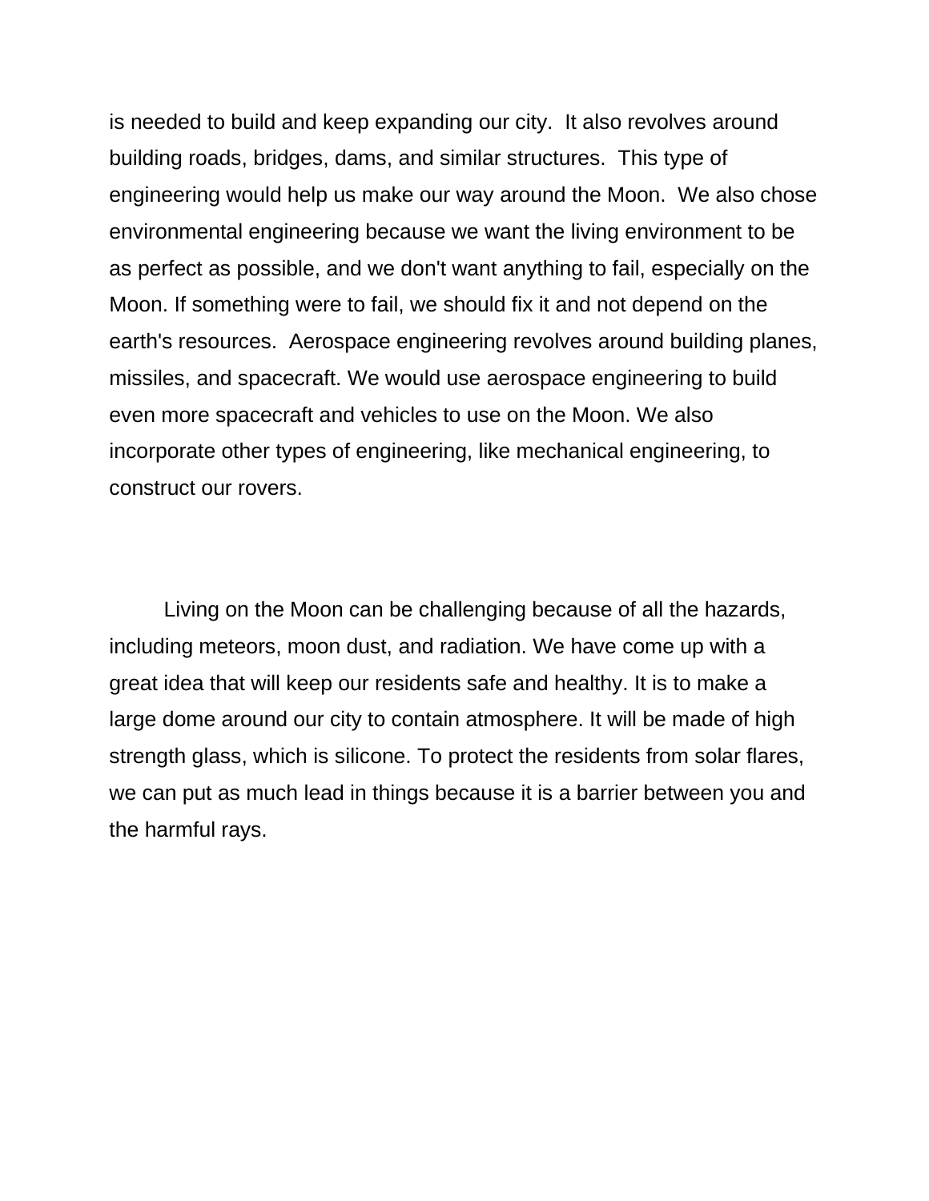is needed to build and keep expanding our city.  It also revolves around building roads, bridges, dams, and similar structures.  This type of engineering would help us make our way around the Moon.  We also chose environmental engineering because we want the living environment to be as perfect as possible, and we don't want anything to fail, especially on the Moon. If something were to fail, we should fix it and not depend on the earth's resources.  Aerospace engineering revolves around building planes, missiles, and spacecraft. We would use aerospace engineering to build even more spacecraft and vehicles to use on the Moon. We also incorporate other types of engineering, like mechanical engineering, to construct our rovers.

Living on the Moon can be challenging because of all the hazards, including meteors, moon dust, and radiation. We have come up with a great idea that will keep our residents safe and healthy. It is to make a large dome around our city to contain atmosphere. It will be made of high strength glass, which is silicone. To protect the residents from solar flares, we can put as much lead in things because it is a barrier between you and the harmful rays.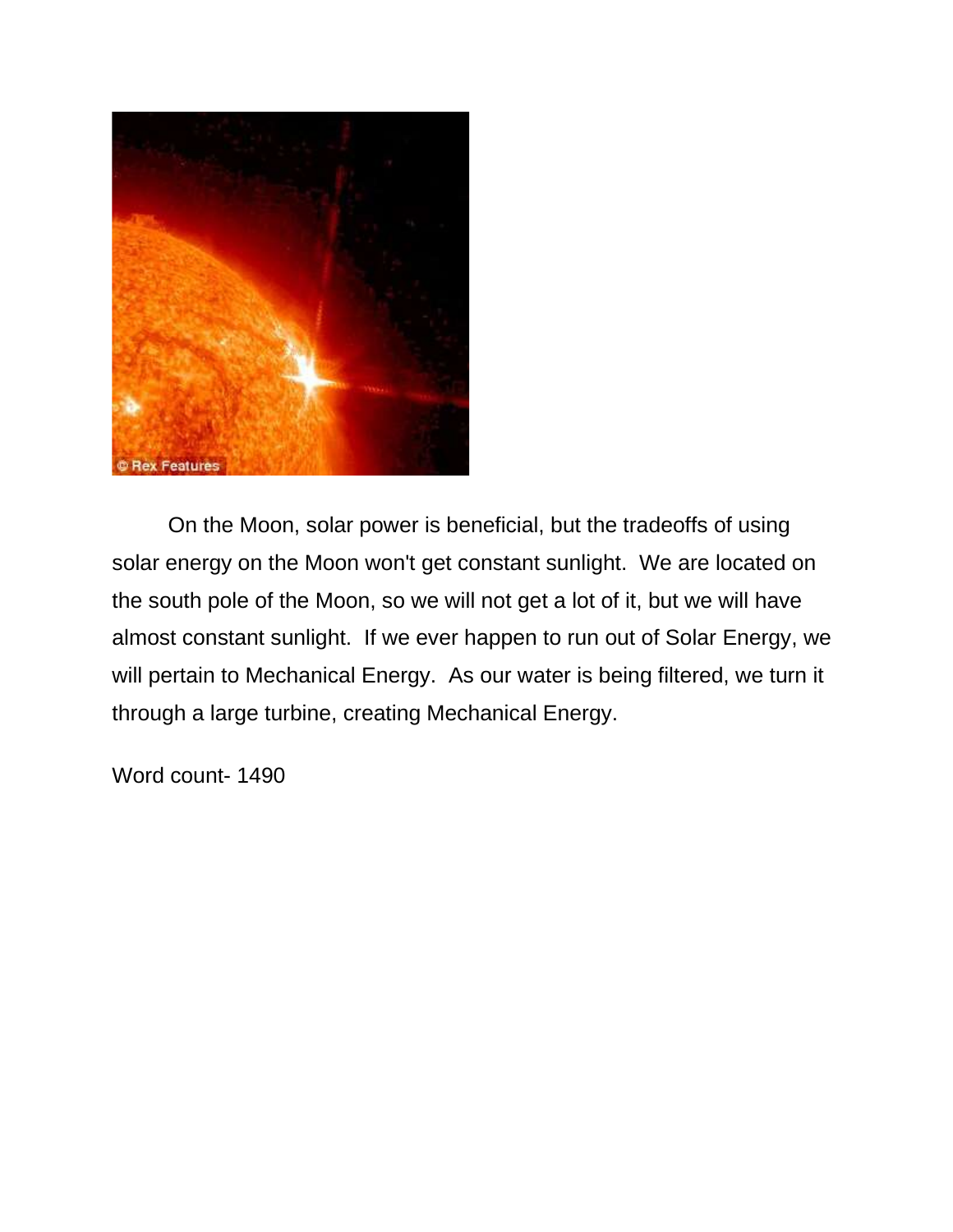On the Moon, solar power is beneficial, but the tradeoffs of using solar energy on the Moon won't get constant sunlight. We are located on the south pole of the Moon, so we will not get a lot of it, but we will have almost constant sunlight. If we ever happen to run out of Solar Energy, we will pertain to Mechanical Energy. As our water is being filtered, we turn it through a large turbine, creating Mechanical Energy.

Word count- 1490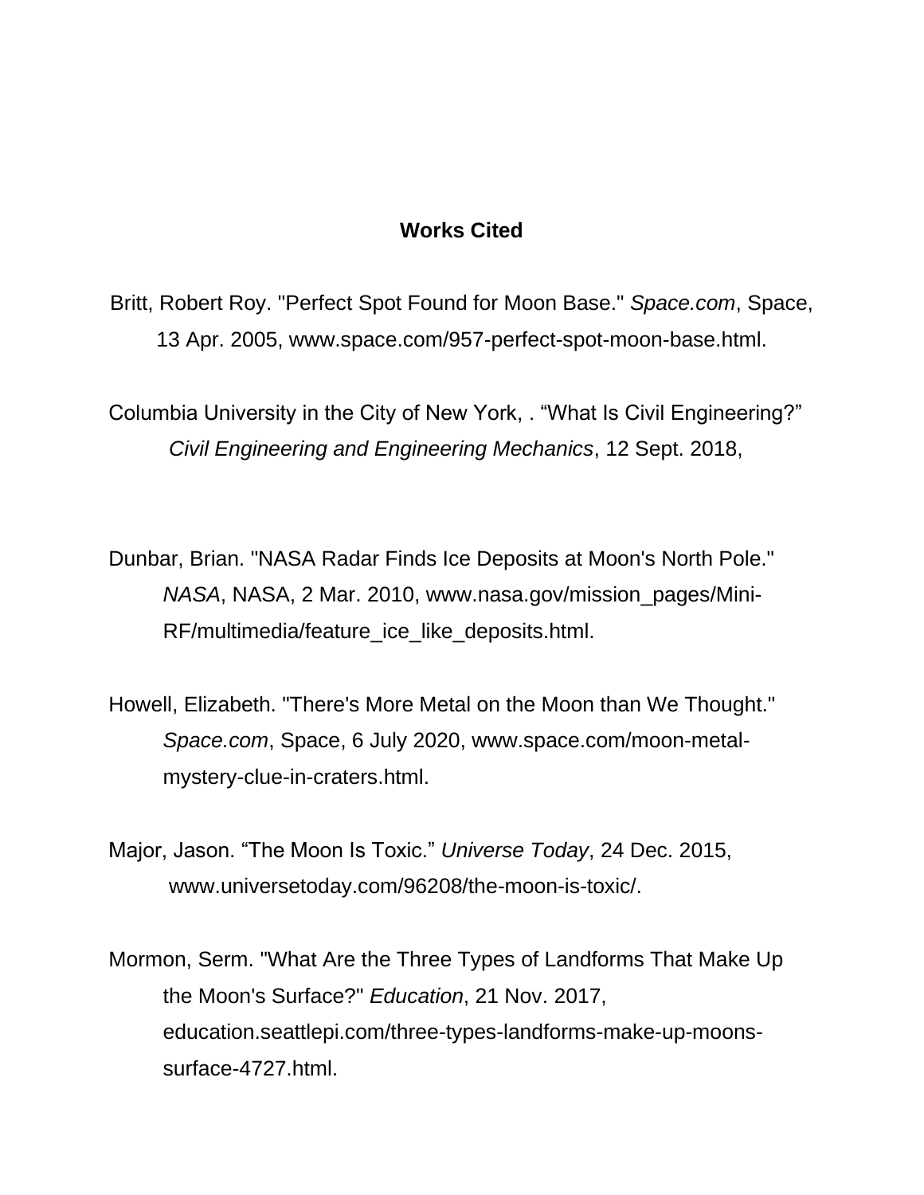# Works Cited

Britt, Robert Roy. "Perfect Spot Found for Moon Base." *Space.com*, Space, 13 Apr. 2005, www.space.com/957-perfect-spot-moon-base.html.

Columbia University in the City of New York, . "What Is Civil Engineering?" *Civil Engineering and Engineering Mechanics*, 12 Sept. 2018,

Dunbar, Brian. "NASA Radar Finds Ice Deposits at Moon's North Pole." *NASA*, NASA, 2 Mar. 2010, www.nasa.gov/mission_pages/Mini-RF/multimedia/feature_ice_like_deposits.html.

Howell, Elizabeth. "There's More Metal on the Moon than We Thought." *Space.com*, Space, 6 July 2020, www.space.com/moon-metal-mystery-clue-in-craters.html.

Major, Jason. "The Moon Is Toxic." *Universe Today*, 24 Dec. 2015, www.universetoday.com/96208/the-moon-is-toxic/.

Mormon, Serm. "What Are the Three Types of Landforms That Make Up the Moon's Surface?" *Education*, 21 Nov. 2017, education.seattlepi.com/three-types-landforms-make-up-moons-surface-4727.html.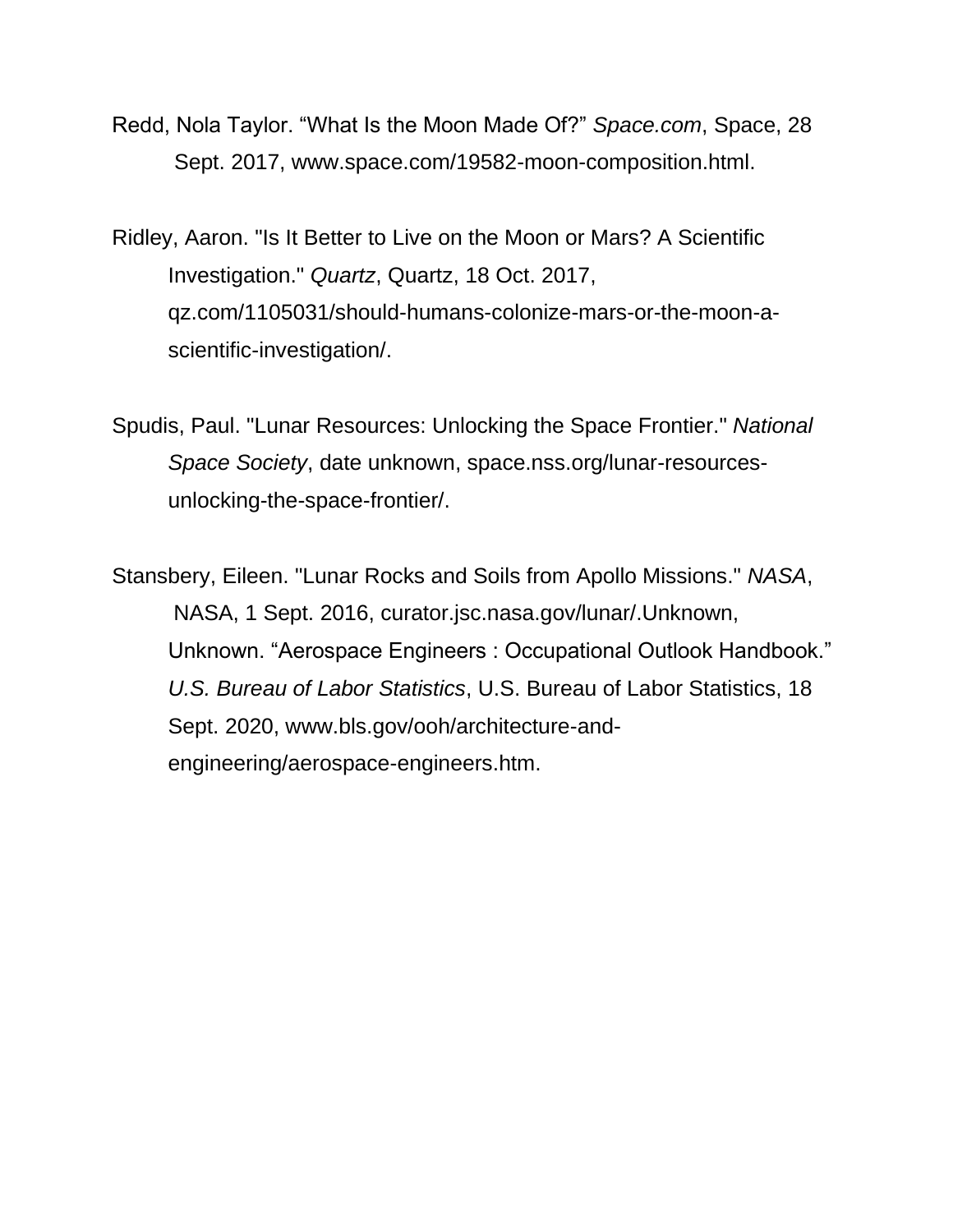Redd, Nola Taylor. “What Is the Moon Made Of?” *Space.com*, Space, 28 Sept. 2017, www.space.com/19582-moon-composition.html.

Ridley, Aaron. "Is It Better to Live on the Moon or Mars? A Scientific Investigation." *Quartz*, Quartz, 18 Oct. 2017, qz.com/1105031/should-humans-colonize-mars-or-the-moon-a-scientific-investigation/.

Spudis, Paul. "Lunar Resources: Unlocking the Space Frontier." *National Space Society*, date unknown, space.nss.org/lunar-resources-unlocking-the-space-frontier/.

Stansbery, Eileen. "Lunar Rocks and Soils from Apollo Missions." *NASA*, NASA, 1 Sept. 2016, curator.jsc.nasa.gov/lunar/.Unknown, Unknown. “Aerospace Engineers : Occupational Outlook Handbook.” *U.S. Bureau of Labor Statistics*, U.S. Bureau of Labor Statistics, 18 Sept. 2020, www.bls.gov/ooh/architecture-and-engineering/aerospace-engineers.htm.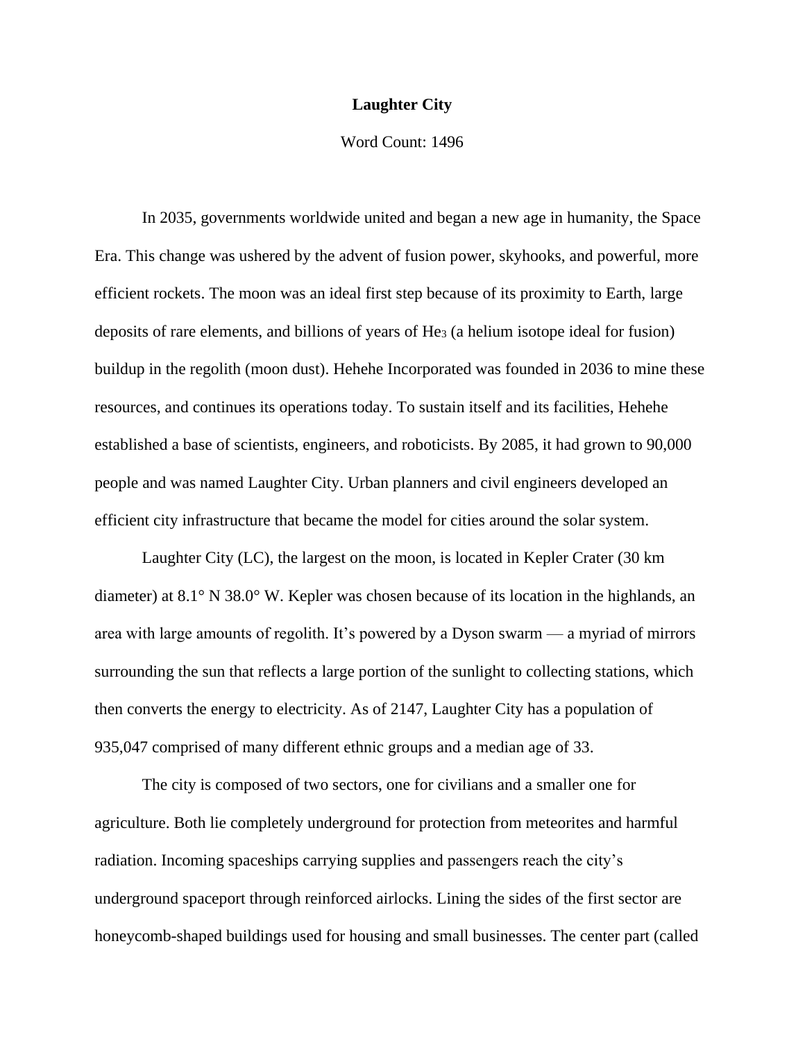# Laughter City

Word Count: 1496

In 2035, governments worldwide united and began a new age in humanity, the Space Era. This change was ushered by the advent of fusion power, skyhooks, and powerful, more efficient rockets. The moon was an ideal first step because of its proximity to Earth, large deposits of rare elements, and billions of years of $He_3$ (a helium isotope ideal for fusion) buildup in the regolith (moon dust). Hehehe Incorporated was founded in 2036 to mine these resources, and continues its operations today. To sustain itself and its facilities, Hehehe established a base of scientists, engineers, and roboticists. By 2085, it had grown to 90,000 people and was named Laughter City. Urban planners and civil engineers developed an efficient city infrastructure that became the model for cities around the solar system.

Laughter City (LC), the largest on the moon, is located in Kepler Crater (30 km diameter) at 8.1° N 38.0° W. Kepler was chosen because of its location in the highlands, an area with large amounts of regolith. It's powered by a Dyson swarm — a myriad of mirrors surrounding the sun that reflects a large portion of the sunlight to collecting stations, which then converts the energy to electricity. As of 2147, Laughter City has a population of 935,047 comprised of many different ethnic groups and a median age of 33.

The city is composed of two sectors, one for civilians and a smaller one for agriculture. Both lie completely underground for protection from meteorites and harmful radiation. Incoming spaceships carrying supplies and passengers reach the city's underground spaceport through reinforced airlocks. Lining the sides of the first sector are honeycomb-shaped buildings used for housing and small businesses. The center part (called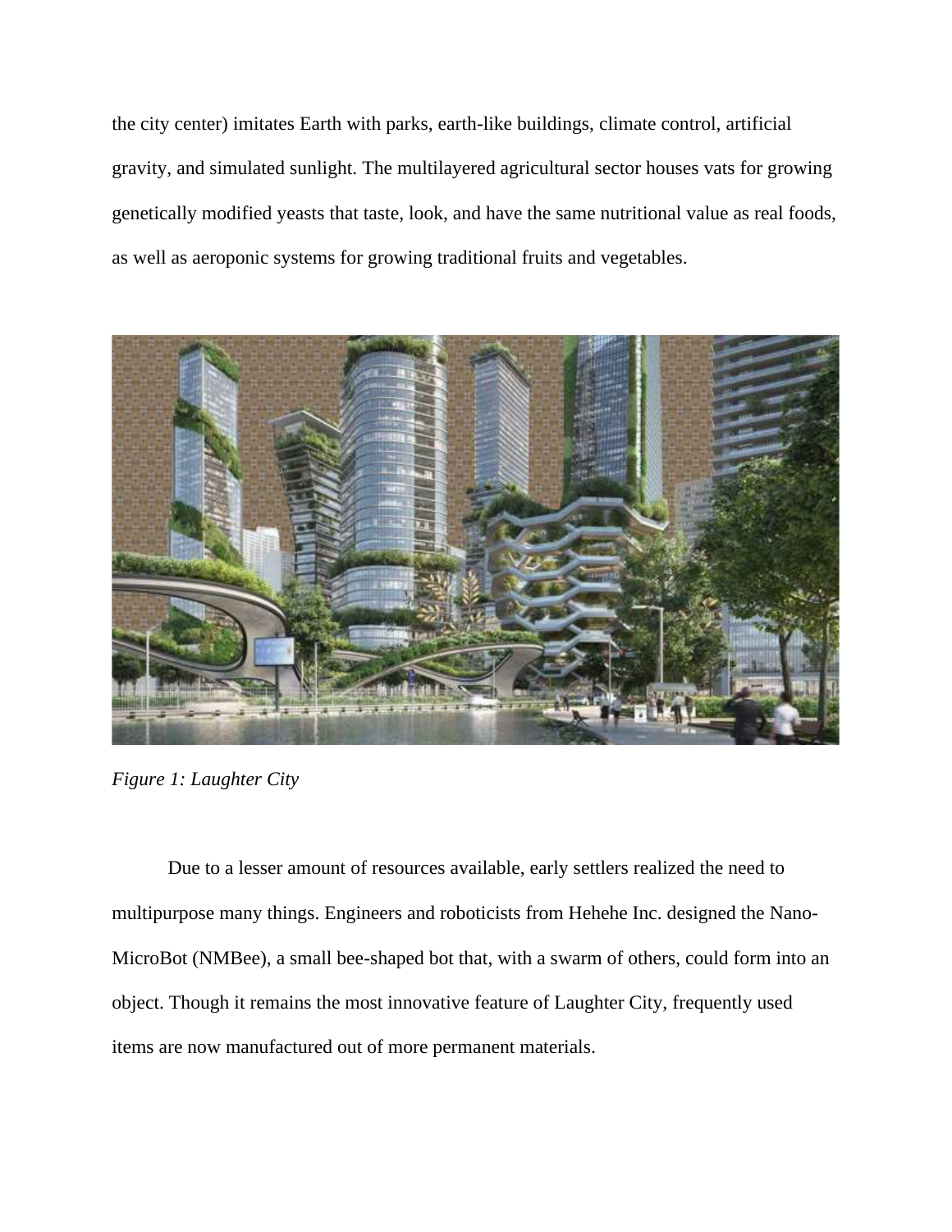the city center) imitates Earth with parks, earth-like buildings, climate control, artificial gravity, and simulated sunlight. The multilayered agricultural sector houses vats for growing genetically modified yeasts that taste, look, and have the same nutritional value as real foods, as well as aeroponic systems for growing traditional fruits and vegetables.

*Figure 1: Laughter City*

Due to a lesser amount of resources available, early settlers realized the need to multipurpose many things. Engineers and roboticists from Hehehe Inc. designed the Nano-MicroBot (NMBee), a small bee-shaped bot that, with a swarm of others, could form into an object. Though it remains the most innovative feature of Laughter City, frequently used items are now manufactured out of more permanent materials.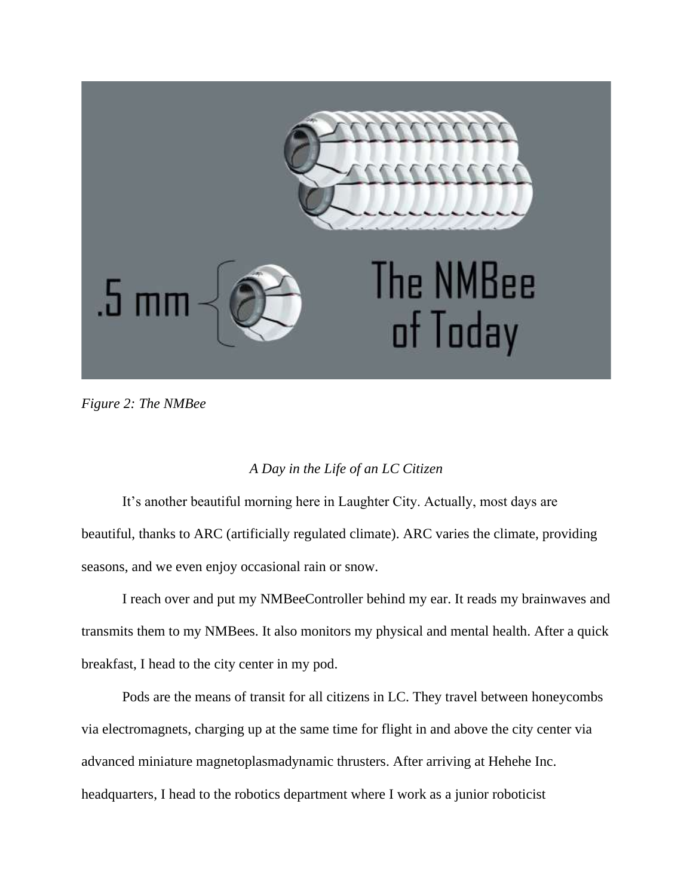*Figure 2: The NMBee*

*A Day in the Life of an LC Citizen*

It's another beautiful morning here in Laughter City. Actually, most days are beautiful, thanks to ARC (artificially regulated climate). ARC varies the climate, providing seasons, and we even enjoy occasional rain or snow.

I reach over and put my NMBeeController behind my ear. It reads my brainwaves and transmits them to my NMBees. It also monitors my physical and mental health. After a quick breakfast, I head to the city center in my pod.

Pods are the means of transit for all citizens in LC. They travel between honeycombs via electromagnets, charging up at the same time for flight in and above the city center via advanced miniature magnetoplasmadynamic thrusters. After arriving at Hehehe Inc. headquarters, I head to the robotics department where I work as a junior roboticist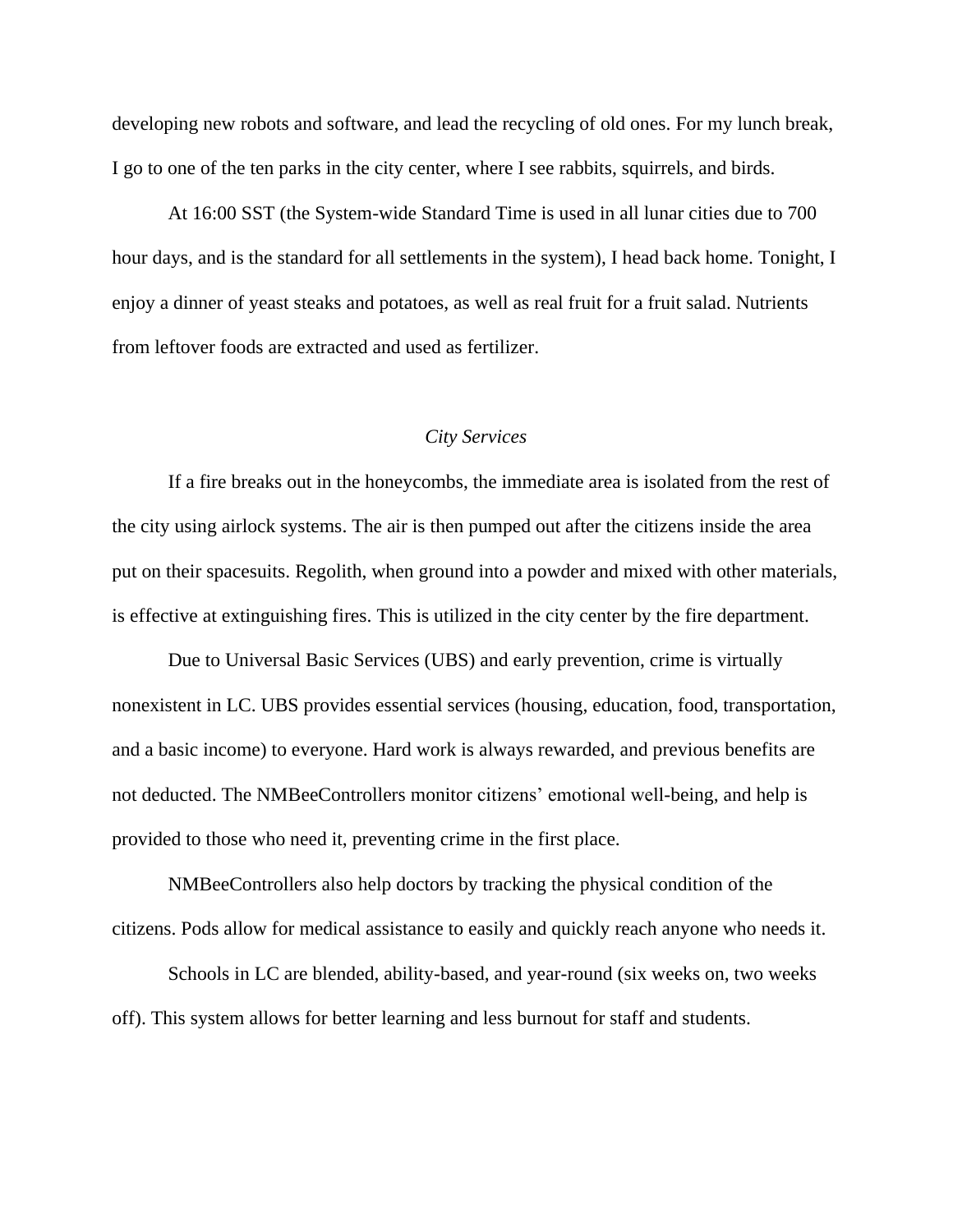developing new robots and software, and lead the recycling of old ones. For my lunch break, I go to one of the ten parks in the city center, where I see rabbits, squirrels, and birds.

At 16:00 SST (the System-wide Standard Time is used in all lunar cities due to 700 hour days, and is the standard for all settlements in the system), I head back home. Tonight, I enjoy a dinner of yeast steaks and potatoes, as well as real fruit for a fruit salad. Nutrients from leftover foods are extracted and used as fertilizer.

### *City Services*

If a fire breaks out in the honeycombs, the immediate area is isolated from the rest of the city using airlock systems. The air is then pumped out after the citizens inside the area put on their spacesuits. Regolith, when ground into a powder and mixed with other materials, is effective at extinguishing fires. This is utilized in the city center by the fire department.

Due to Universal Basic Services (UBS) and early prevention, crime is virtually nonexistent in LC. UBS provides essential services (housing, education, food, transportation, and a basic income) to everyone. Hard work is always rewarded, and previous benefits are not deducted. The NMBeeControllers monitor citizens' emotional well-being, and help is provided to those who need it, preventing crime in the first place.

NMBeeControllers also help doctors by tracking the physical condition of the citizens. Pods allow for medical assistance to easily and quickly reach anyone who needs it.

Schools in LC are blended, ability-based, and year-round (six weeks on, two weeks off). This system allows for better learning and less burnout for staff and students.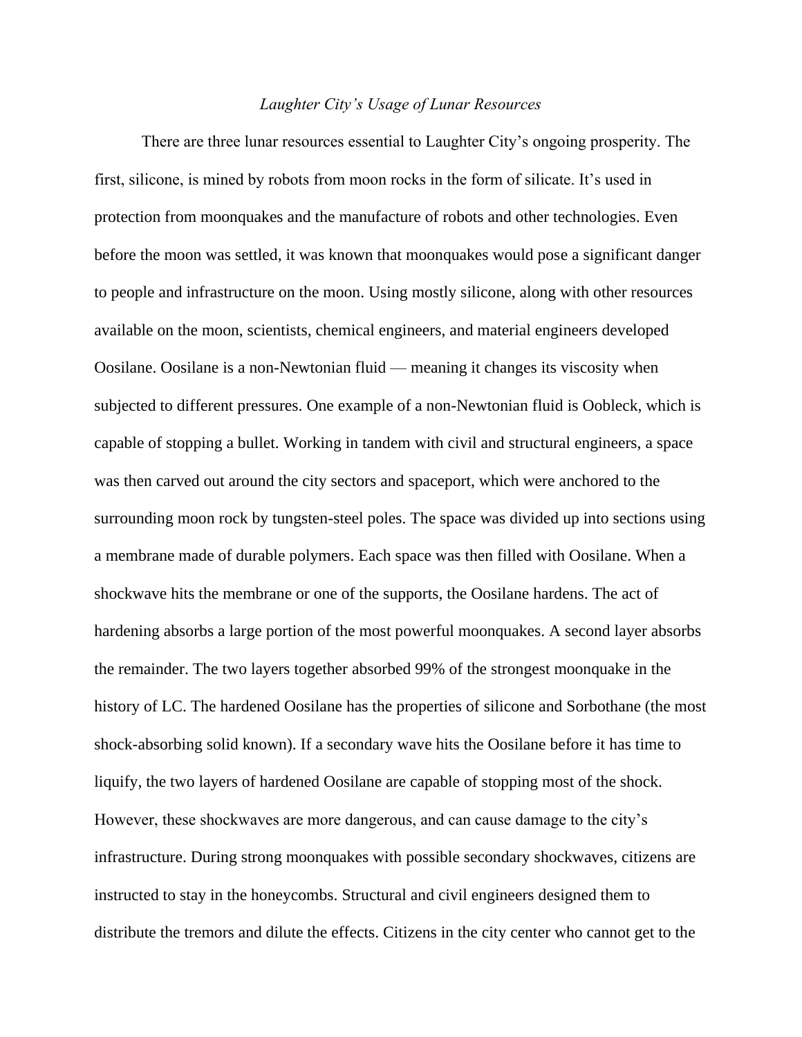*Laughter City's Usage of Lunar Resources*

There are three lunar resources essential to Laughter City's ongoing prosperity. The first, silicone, is mined by robots from moon rocks in the form of silicate. It's used in protection from moonquakes and the manufacture of robots and other technologies. Even before the moon was settled, it was known that moonquakes would pose a significant danger to people and infrastructure on the moon. Using mostly silicone, along with other resources available on the moon, scientists, chemical engineers, and material engineers developed Oosilane. Oosilane is a non-Newtonian fluid — meaning it changes its viscosity when subjected to different pressures. One example of a non-Newtonian fluid is Oobleck, which is capable of stopping a bullet. Working in tandem with civil and structural engineers, a space was then carved out around the city sectors and spaceport, which were anchored to the surrounding moon rock by tungsten-steel poles. The space was divided up into sections using a membrane made of durable polymers. Each space was then filled with Oosilane. When a shockwave hits the membrane or one of the supports, the Oosilane hardens. The act of hardening absorbs a large portion of the most powerful moonquakes. A second layer absorbs the remainder. The two layers together absorbed 99% of the strongest moonquake in the history of LC. The hardened Oosilane has the properties of silicone and Sorbothane (the most shock-absorbing solid known). If a secondary wave hits the Oosilane before it has time to liquify, the two layers of hardened Oosilane are capable of stopping most of the shock. However, these shockwaves are more dangerous, and can cause damage to the city's infrastructure. During strong moonquakes with possible secondary shockwaves, citizens are instructed to stay in the honeycombs. Structural and civil engineers designed them to distribute the tremors and dilute the effects. Citizens in the city center who cannot get to the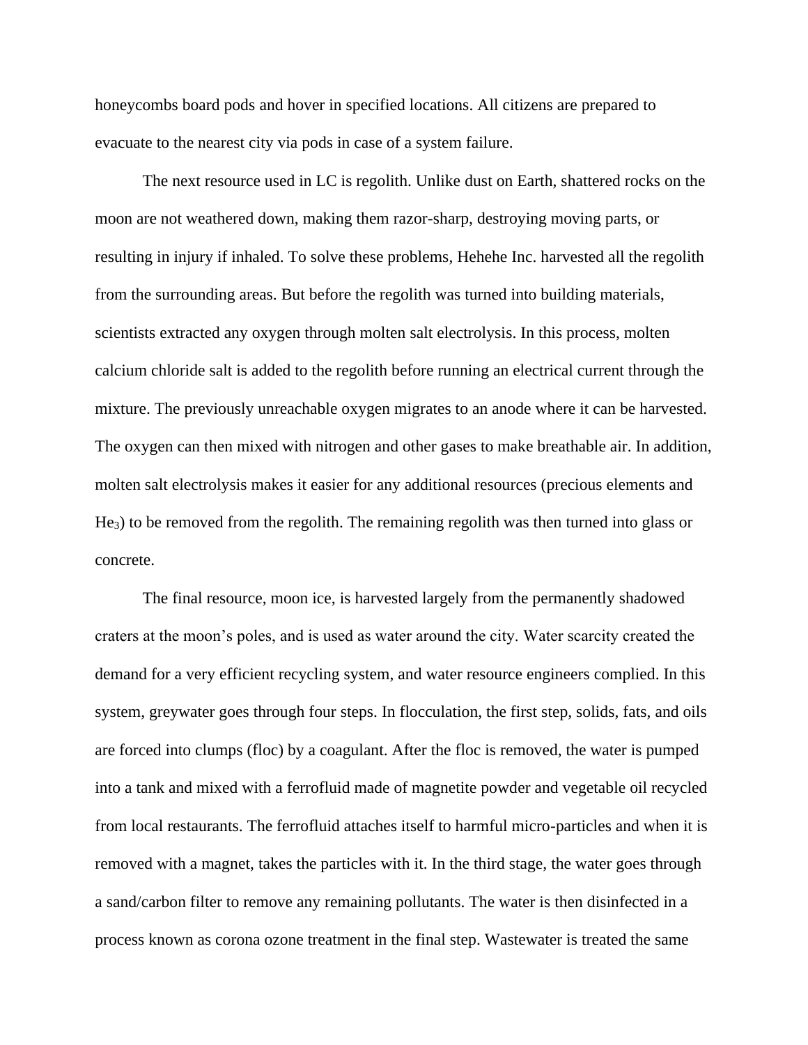honeycombs board pods and hover in specified locations. All citizens are prepared to evacuate to the nearest city via pods in case of a system failure.

The next resource used in LC is regolith. Unlike dust on Earth, shattered rocks on the moon are not weathered down, making them razor-sharp, destroying moving parts, or resulting in injury if inhaled. To solve these problems, Hehehe Inc. harvested all the regolith from the surrounding areas. But before the regolith was turned into building materials, scientists extracted any oxygen through molten salt electrolysis. In this process, molten calcium chloride salt is added to the regolith before running an electrical current through the mixture. The previously unreachable oxygen migrates to an anode where it can be harvested. The oxygen can then mixed with nitrogen and other gases to make breathable air. In addition, molten salt electrolysis makes it easier for any additional resources (precious elements and $He_3$) to be removed from the regolith. The remaining regolith was then turned into glass or concrete.

The final resource, moon ice, is harvested largely from the permanently shadowed craters at the moon's poles, and is used as water around the city. Water scarcity created the demand for a very efficient recycling system, and water resource engineers complied. In this system, greywater goes through four steps. In flocculation, the first step, solids, fats, and oils are forced into clumps (floc) by a coagulant. After the floc is removed, the water is pumped into a tank and mixed with a ferrofluid made of magnetite powder and vegetable oil recycled from local restaurants. The ferrofluid attaches itself to harmful micro-particles and when it is removed with a magnet, takes the particles with it. In the third stage, the water goes through a sand/carbon filter to remove any remaining pollutants. The water is then disinfected in a process known as corona ozone treatment in the final step. Wastewater is treated the same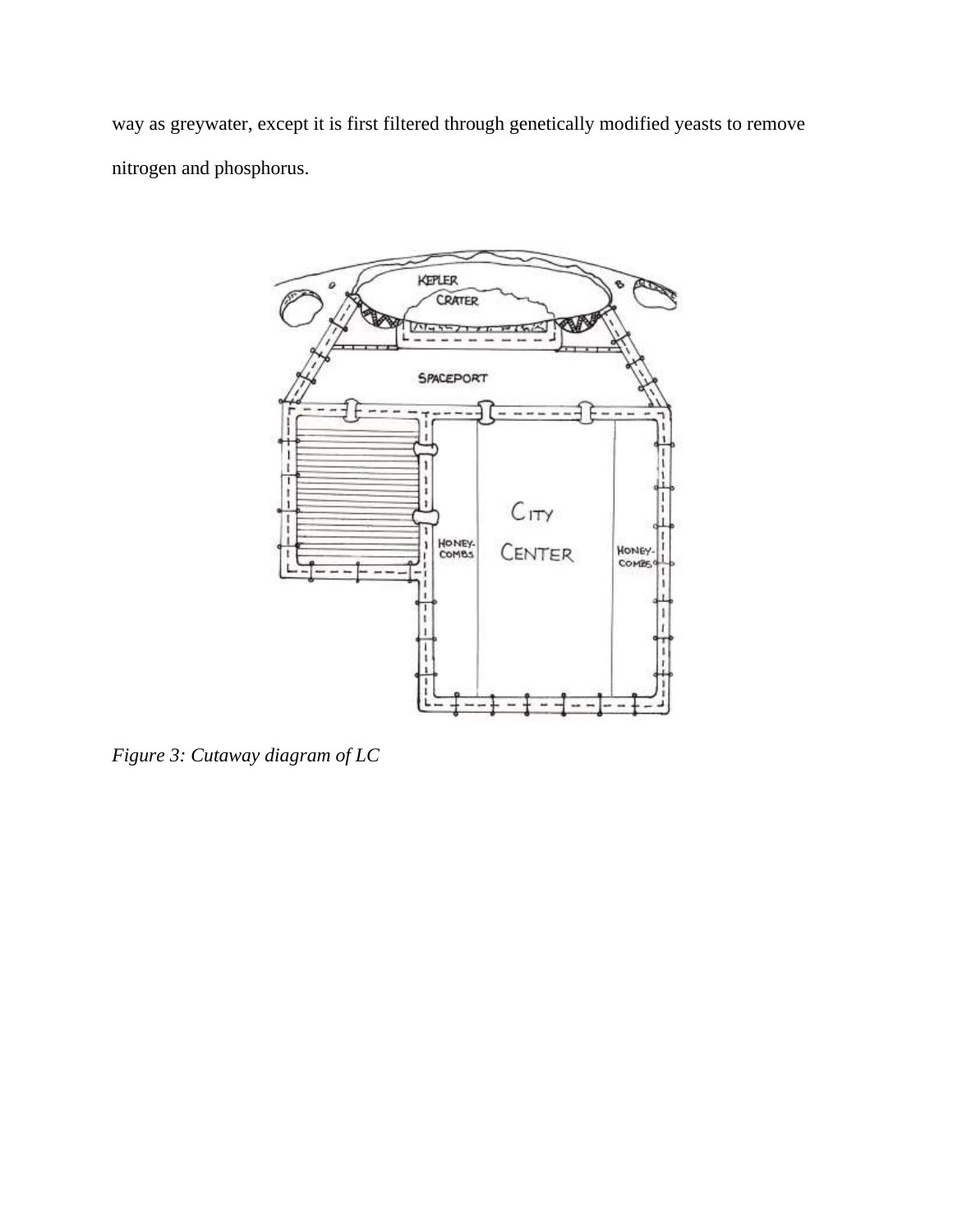way as greywater, except it is first filtered through genetically modified yeasts to remove nitrogen and phosphorus.

*Figure 3: Cutaway diagram of LC*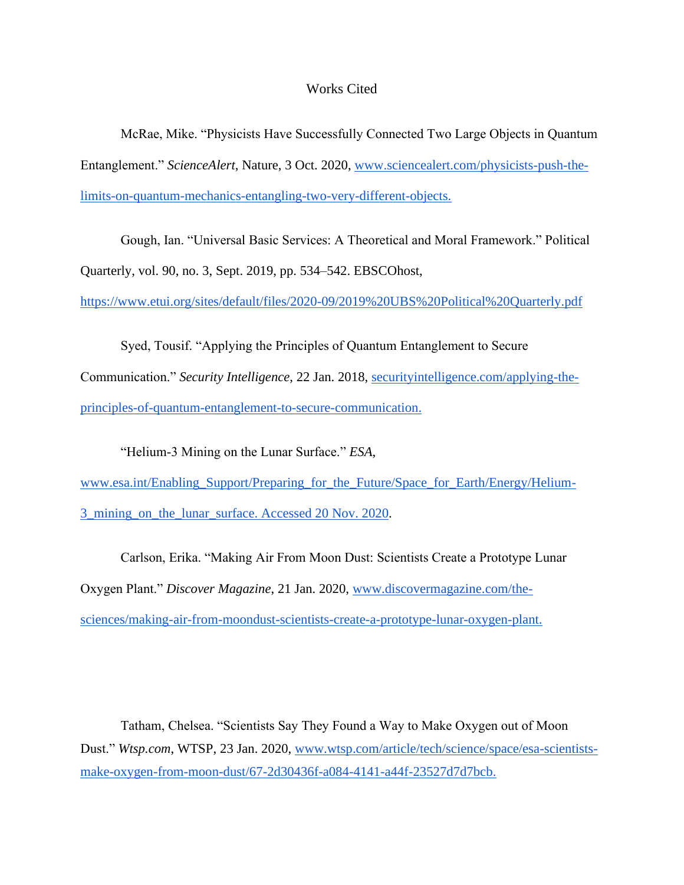# Works Cited

McRae, Mike. "Physicists Have Successfully Connected Two Large Objects in Quantum Entanglement." *ScienceAlert*, Nature, 3 Oct. 2020, www.sciencealert.com/physicists-push-the-limits-on-quantum-mechanics-entangling-two-very-different-objects.

Gough, Ian. "Universal Basic Services: A Theoretical and Moral Framework." Political Quarterly, vol. 90, no. 3, Sept. 2019, pp. 534–542. EBSCOhost, https://www.etui.org/sites/default/files/2020-09/2019%20UBS%20Political%20Quarterly.pdf

Syed, Tousif. "Applying the Principles of Quantum Entanglement to Secure Communication." *Security Intelligence*, 22 Jan. 2018, securityintelligence.com/applying-the-principles-of-quantum-entanglement-to-secure-communication.

"Helium-3 Mining on the Lunar Surface." *ESA*, www.esa.int/Enabling_Support/Preparing_for_the_Future/Space_for_Earth/Energy/Helium-3_mining_on_the_lunar_surface. Accessed 20 Nov. 2020.

Carlson, Erika. "Making Air From Moon Dust: Scientists Create a Prototype Lunar Oxygen Plant." *Discover Magazine*, 21 Jan. 2020, www.discovermagazine.com/the-sciences/making-air-from-moondust-scientists-create-a-prototype-lunar-oxygen-plant.

Tatham, Chelsea. "Scientists Say They Found a Way to Make Oxygen out of Moon Dust." *Wtsp.com*, WTSP, 23 Jan. 2020, www.wtsp.com/article/tech/science/space/esa-scientists-make-oxygen-from-moon-dust/67-2d30436f-a084-4141-a44f-23527d7d7bcb.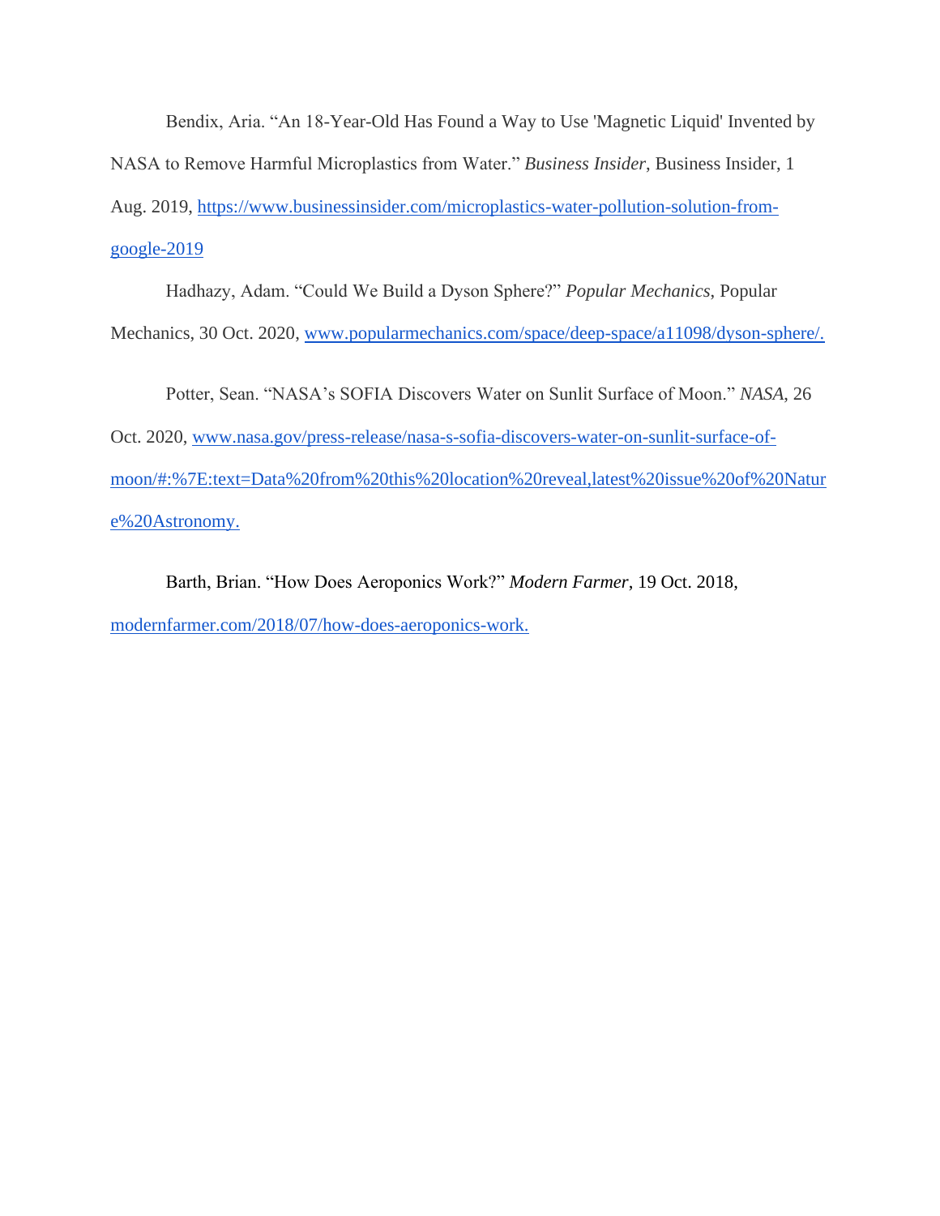Bendix, Aria. “An 18-Year-Old Has Found a Way to Use 'Magnetic Liquid' Invented by NASA to Remove Harmful Microplastics from Water.” *Business Insider*, Business Insider, 1 Aug. 2019, https://www.businessinsider.com/microplastics-water-pollution-solution-from-google-2019

Hadhazy, Adam. “Could We Build a Dyson Sphere?” *Popular Mechanics*, Popular Mechanics, 30 Oct. 2020, www.popularmechanics.com/space/deep-space/a11098/dyson-sphere/.

Potter, Sean. “NASA’s SOFIA Discovers Water on Sunlit Surface of Moon.” *NASA*, 26 Oct. 2020, www.nasa.gov/press-release/nasa-s-sofia-discovers-water-on-sunlit-surface-of-moon/#:%7E:text=Data%20from%20this%20location%20reveal,latest%20issue%20of%20Nature%20Astronomy.

Barth, Brian. “How Does Aeroponics Work?” *Modern Farmer*, 19 Oct. 2018, modernfarmer.com/2018/07/how-does-aeroponics-work.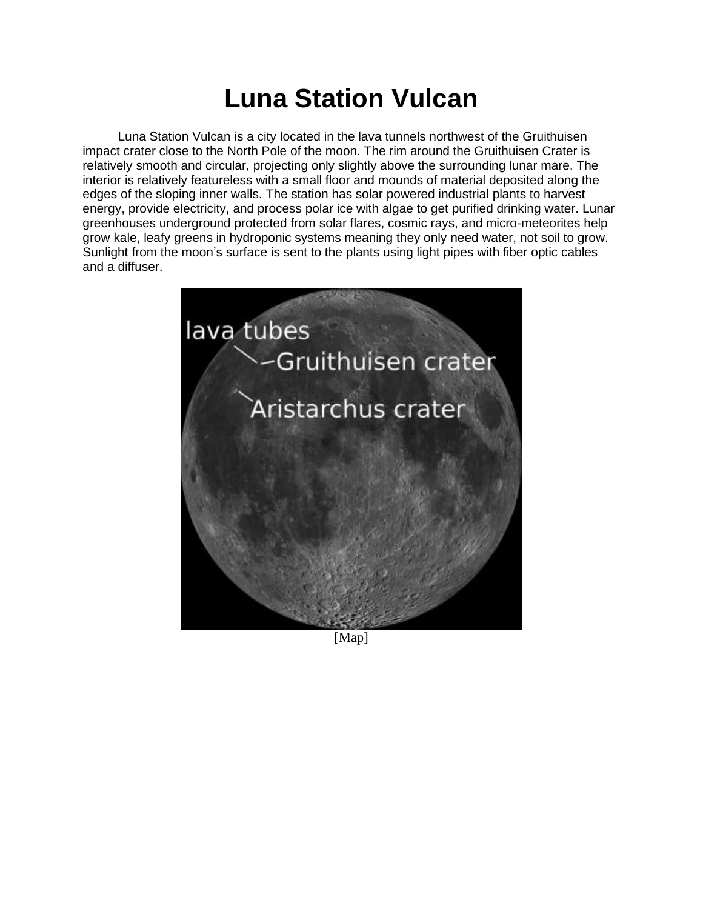# Luna Station Vulcan

Luna Station Vulcan is a city located in the lava tunnels northwest of the Gruithuisen impact crater close to the North Pole of the moon. The rim around the Gruithuisen Crater is relatively smooth and circular, projecting only slightly above the surrounding lunar mare. The interior is relatively featureless with a small floor and mounds of material deposited along the edges of the sloping inner walls. The station has solar powered industrial plants to harvest energy, provide electricity, and process polar ice with algae to get purified drinking water. Lunar greenhouses underground protected from solar flares, cosmic rays, and micro-meteorites help grow kale, leafy greens in hydroponic systems meaning they only need water, not soil to grow. Sunlight from the moon's surface is sent to the plants using light pipes with fiber optic cables and a diffuser.

[Map]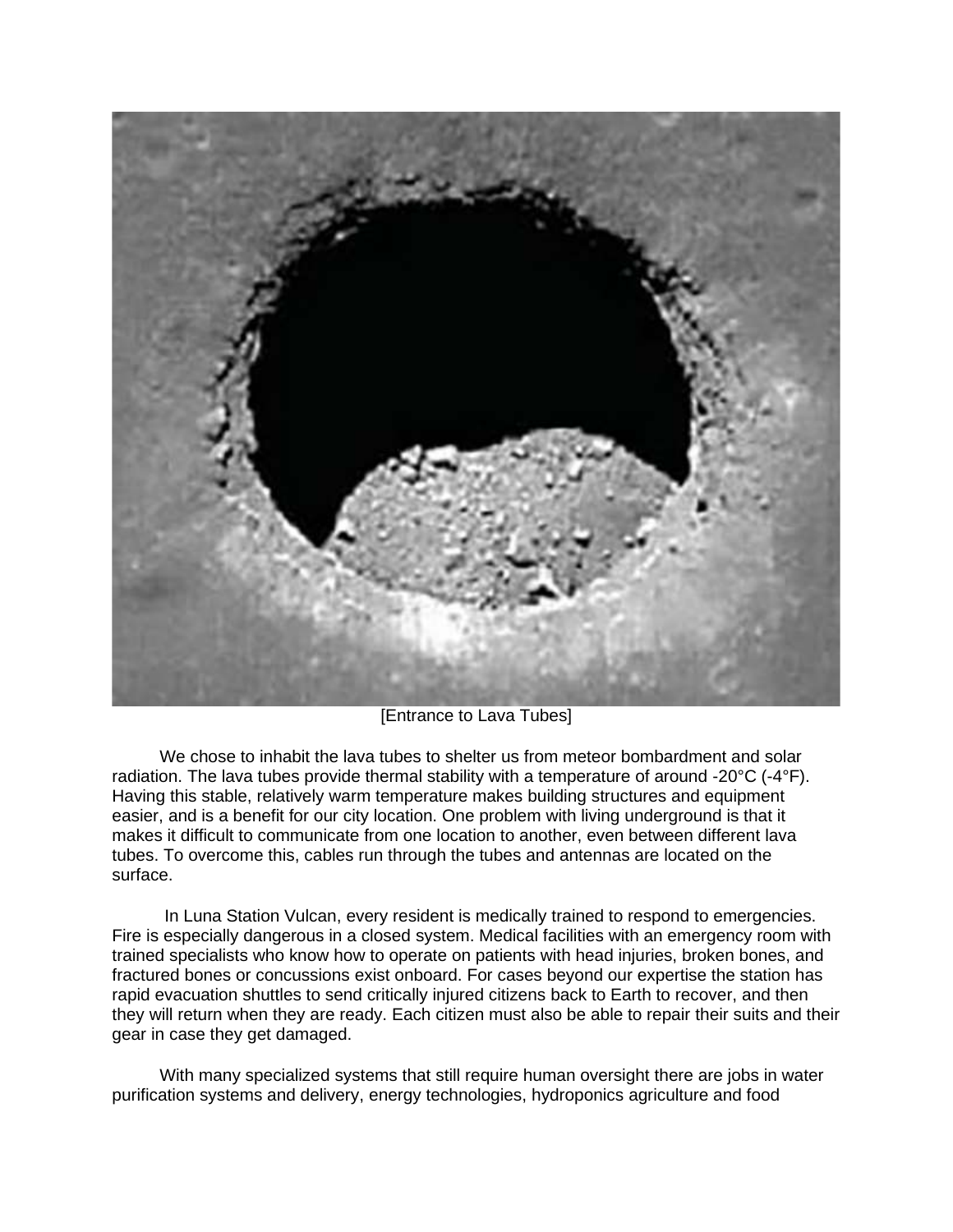[Entrance to Lava Tubes]

We chose to inhabit the lava tubes to shelter us from meteor bombardment and solar radiation. The lava tubes provide thermal stability with a temperature of around -20°C (-4°F). Having this stable, relatively warm temperature makes building structures and equipment easier, and is a benefit for our city location. One problem with living underground is that it makes it difficult to communicate from one location to another, even between different lava tubes. To overcome this, cables run through the tubes and antennas are located on the surface.

In Luna Station Vulcan, every resident is medically trained to respond to emergencies. Fire is especially dangerous in a closed system. Medical facilities with an emergency room with trained specialists who know how to operate on patients with head injuries, broken bones, and fractured bones or concussions exist onboard. For cases beyond our expertise the station has rapid evacuation shuttles to send critically injured citizens back to Earth to recover, and then they will return when they are ready. Each citizen must also be able to repair their suits and their gear in case they get damaged.

With many specialized systems that still require human oversight there are jobs in water purification systems and delivery, energy technologies, hydroponics agriculture and food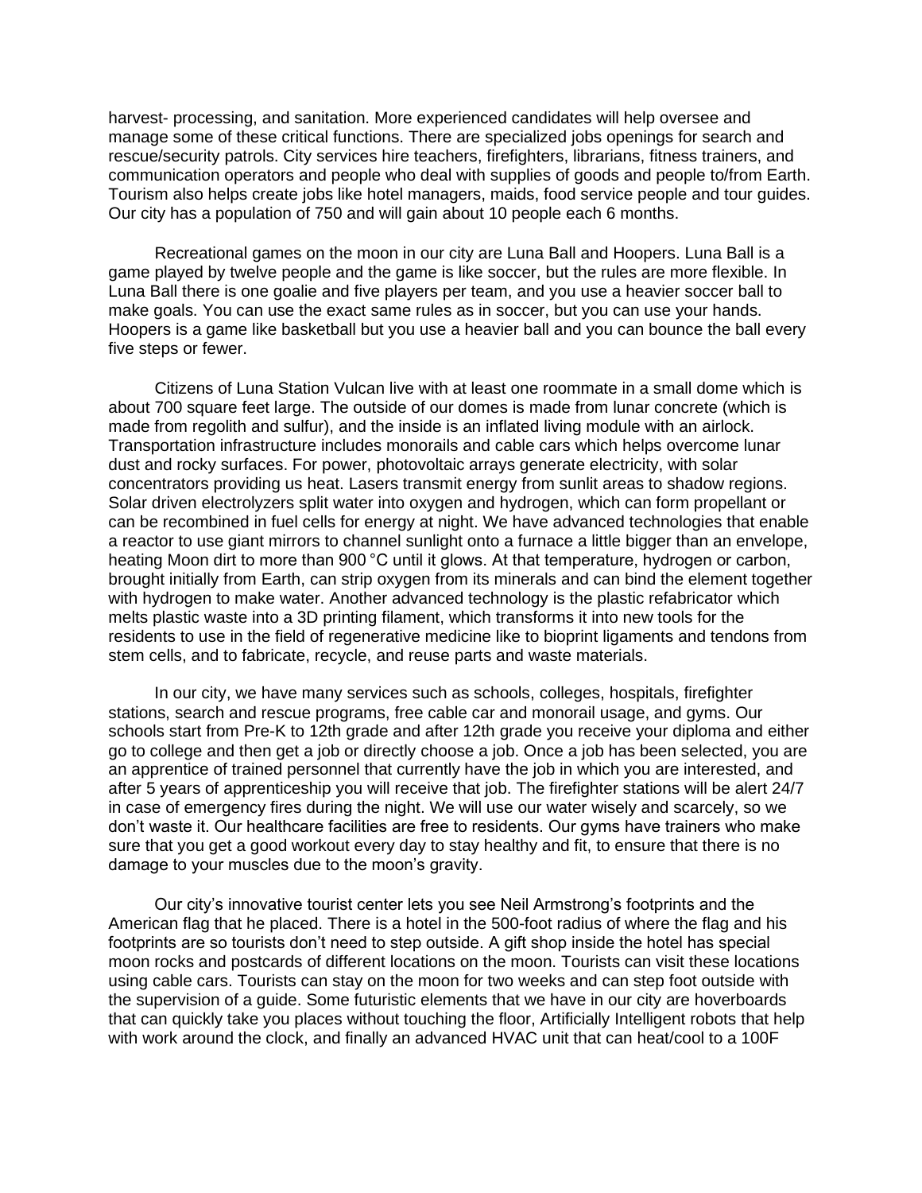harvest- processing, and sanitation. More experienced candidates will help oversee and manage some of these critical functions. There are specialized jobs openings for search and rescue/security patrols. City services hire teachers, firefighters, librarians, fitness trainers, and communication operators and people who deal with supplies of goods and people to/from Earth. Tourism also helps create jobs like hotel managers, maids, food service people and tour guides. Our city has a population of 750 and will gain about 10 people each 6 months.

Recreational games on the moon in our city are Luna Ball and Hoopers. Luna Ball is a game played by twelve people and the game is like soccer, but the rules are more flexible. In Luna Ball there is one goalie and five players per team, and you use a heavier soccer ball to make goals. You can use the exact same rules as in soccer, but you can use your hands. Hoopers is a game like basketball but you use a heavier ball and you can bounce the ball every five steps or fewer.

Citizens of Luna Station Vulcan live with at least one roommate in a small dome which is about 700 square feet large. The outside of our domes is made from lunar concrete (which is made from regolith and sulfur), and the inside is an inflated living module with an airlock. Transportation infrastructure includes monorails and cable cars which helps overcome lunar dust and rocky surfaces. For power, photovoltaic arrays generate electricity, with solar concentrators providing us heat. Lasers transmit energy from sunlit areas to shadow regions. Solar driven electrolyzers split water into oxygen and hydrogen, which can form propellant or can be recombined in fuel cells for energy at night. We have advanced technologies that enable a reactor to use giant mirrors to channel sunlight onto a furnace a little bigger than an envelope, heating Moon dirt to more than 900 °C until it glows. At that temperature, hydrogen or carbon, brought initially from Earth, can strip oxygen from its minerals and can bind the element together with hydrogen to make water. Another advanced technology is the plastic refabricator which melts plastic waste into a 3D printing filament, which transforms it into new tools for the residents to use in the field of regenerative medicine like to bioprint ligaments and tendons from stem cells, and to fabricate, recycle, and reuse parts and waste materials.

In our city, we have many services such as schools, colleges, hospitals, firefighter stations, search and rescue programs, free cable car and monorail usage, and gyms. Our schools start from Pre-K to 12th grade and after 12th grade you receive your diploma and either go to college and then get a job or directly choose a job. Once a job has been selected, you are an apprentice of trained personnel that currently have the job in which you are interested, and after 5 years of apprenticeship you will receive that job. The firefighter stations will be alert 24/7 in case of emergency fires during the night. We will use our water wisely and scarcely, so we don't waste it. Our healthcare facilities are free to residents. Our gyms have trainers who make sure that you get a good workout every day to stay healthy and fit, to ensure that there is no damage to your muscles due to the moon's gravity.

Our city's innovative tourist center lets you see Neil Armstrong's footprints and the American flag that he placed. There is a hotel in the 500-foot radius of where the flag and his footprints are so tourists don't need to step outside. A gift shop inside the hotel has special moon rocks and postcards of different locations on the moon. Tourists can visit these locations using cable cars. Tourists can stay on the moon for two weeks and can step foot outside with the supervision of a guide. Some futuristic elements that we have in our city are hoverboards that can quickly take you places without touching the floor, Artificially Intelligent robots that help with work around the clock, and finally an advanced HVAC unit that can heat/cool to a 100F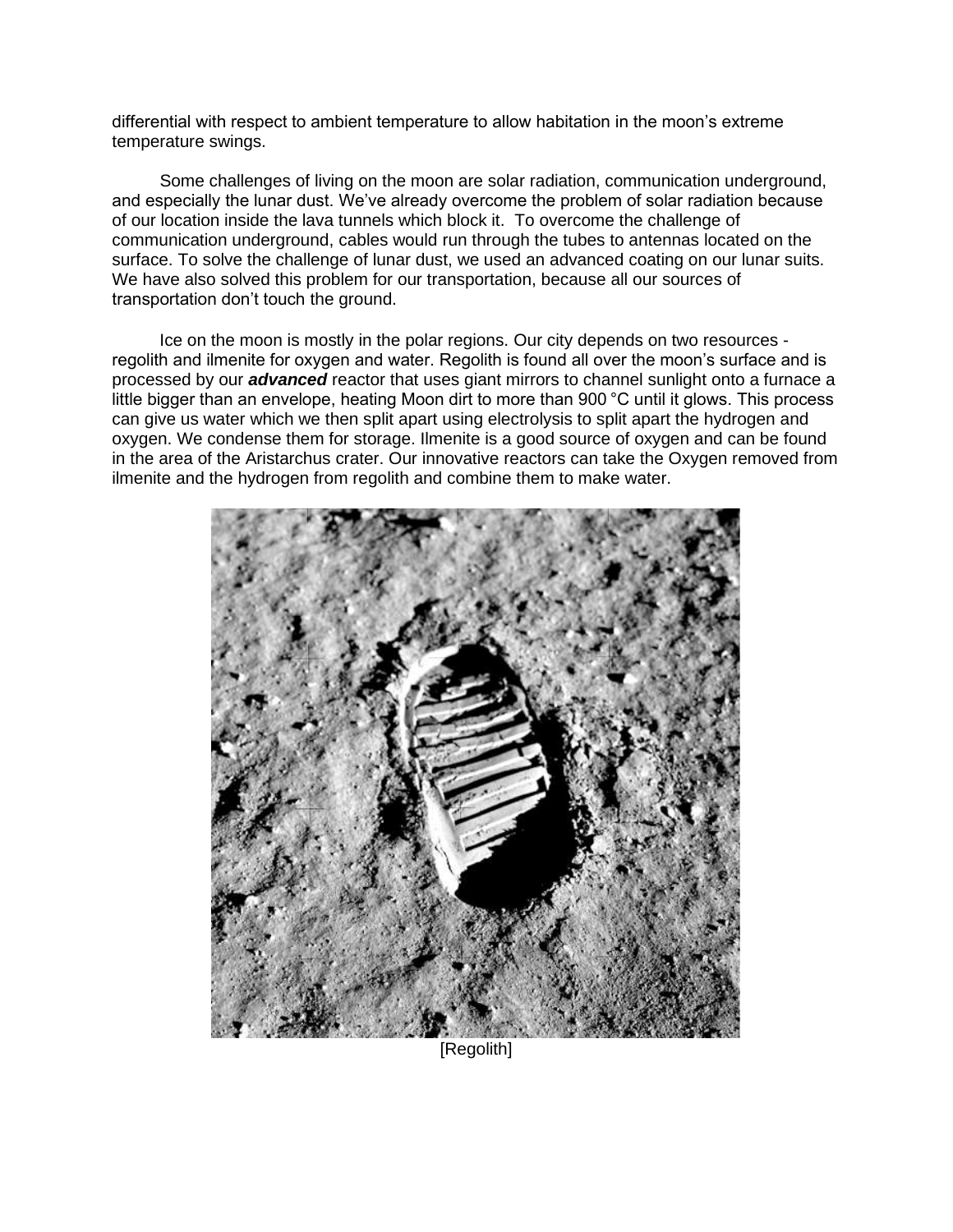differential with respect to ambient temperature to allow habitation in the moon's extreme temperature swings.

Some challenges of living on the moon are solar radiation, communication underground, and especially the lunar dust. We've already overcome the problem of solar radiation because of our location inside the lava tunnels which block it. To overcome the challenge of communication underground, cables would run through the tubes to antennas located on the surface. To solve the challenge of lunar dust, we used an advanced coating on our lunar suits. We have also solved this problem for our transportation, because all our sources of transportation don't touch the ground.

Ice on the moon is mostly in the polar regions. Our city depends on two resources - regolith and ilmenite for oxygen and water. Regolith is found all over the moon's surface and is processed by our ***advanced*** reactor that uses giant mirrors to channel sunlight onto a furnace a little bigger than an envelope, heating Moon dirt to more than 900 °C until it glows. This process can give us water which we then split apart using electrolysis to split apart the hydrogen and oxygen. We condense them for storage. Ilmenite is a good source of oxygen and can be found in the area of the Aristarchus crater. Our innovative reactors can take the Oxygen removed from ilmenite and the hydrogen from regolith and combine them to make water.

[Regolith]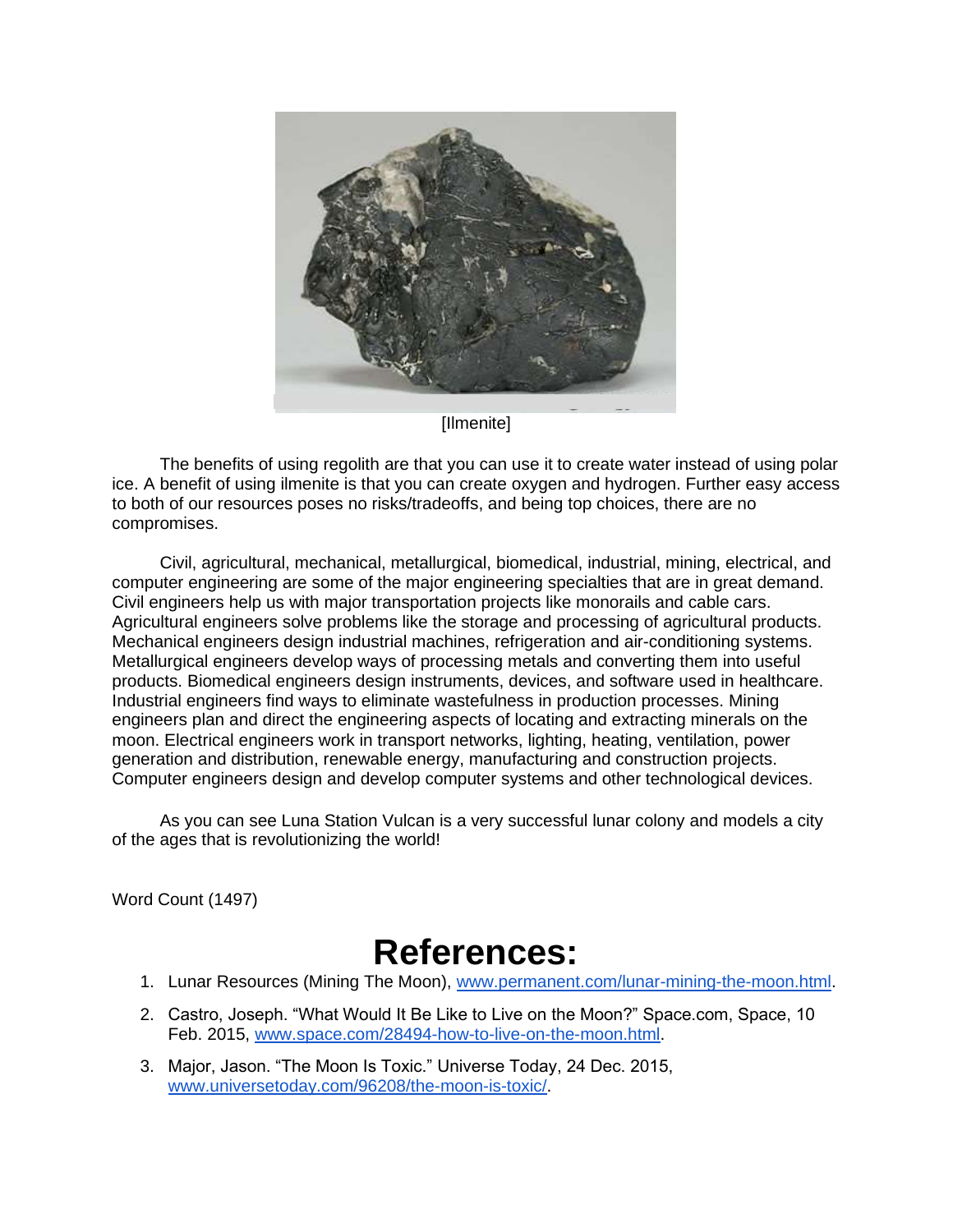[Ilmenite]

The benefits of using regolith are that you can use it to create water instead of using polar ice. A benefit of using ilmenite is that you can create oxygen and hydrogen. Further easy access to both of our resources poses no risks/tradeoffs, and being top choices, there are no compromises.

Civil, agricultural, mechanical, metallurgical, biomedical, industrial, mining, electrical, and computer engineering are some of the major engineering specialties that are in great demand. Civil engineers help us with major transportation projects like monorails and cable cars. Agricultural engineers solve problems like the storage and processing of agricultural products. Mechanical engineers design industrial machines, refrigeration and air-conditioning systems. Metallurgical engineers develop ways of processing metals and converting them into useful products. Biomedical engineers design instruments, devices, and software used in healthcare. Industrial engineers find ways to eliminate wastefulness in production processes. Mining engineers plan and direct the engineering aspects of locating and extracting minerals on the moon. Electrical engineers work in transport networks, lighting, heating, ventilation, power generation and distribution, renewable energy, manufacturing and construction projects. Computer engineers design and develop computer systems and other technological devices.

As you can see Luna Station Vulcan is a very successful lunar colony and models a city of the ages that is revolutionizing the world!

Word Count (1497)

# References:

1. Lunar Resources (Mining The Moon), www.permanent.com/lunar-mining-the-moon.html.
2. Castro, Joseph. "What Would It Be Like to Live on the Moon?" Space.com, Space, 10 Feb. 2015, www.space.com/28494-how-to-live-on-the-moon.html.
3. Major, Jason. "The Moon Is Toxic." Universe Today, 24 Dec. 2015, www.universetoday.com/96208/the-moon-is-toxic/.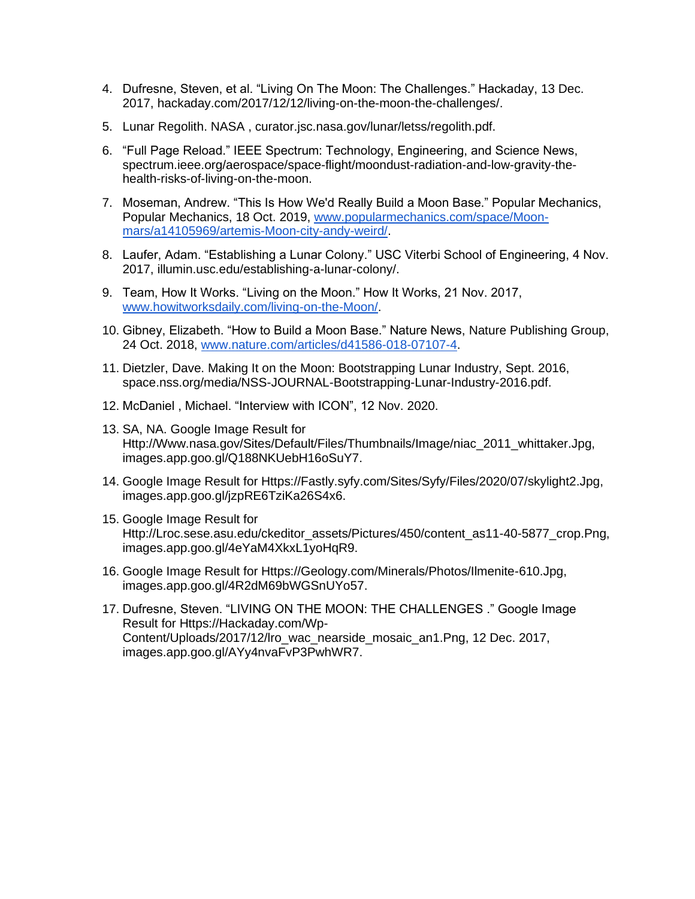4. Dufresne, Steven, et al. "Living On The Moon: The Challenges." Hackaday, 13 Dec. 2017, hackaday.com/2017/12/12/living-on-the-moon-the-challenges/.

5. Lunar Regolith. NASA , curator.jsc.nasa.gov/lunar/letss/regolith.pdf.

6. "Full Page Reload." IEEE Spectrum: Technology, Engineering, and Science News, spectrum.ieee.org/aerospace/space-flight/moondust-radiation-and-low-gravity-the-health-risks-of-living-on-the-moon.

7. Moseman, Andrew. "This Is How We'd Really Build a Moon Base." Popular Mechanics, Popular Mechanics, 18 Oct. 2019, www.popularmechanics.com/space/Moon-mars/a14105969/artemis-Moon-city-andy-weird/.

8. Laufer, Adam. "Establishing a Lunar Colony." USC Viterbi School of Engineering, 4 Nov. 2017, illumin.usc.edu/establishing-a-lunar-colony/.

9. Team, How It Works. "Living on the Moon." How It Works, 21 Nov. 2017, www.howitworksdaily.com/living-on-the-Moon/.

10. Gibney, Elizabeth. "How to Build a Moon Base." Nature News, Nature Publishing Group, 24 Oct. 2018, www.nature.com/articles/d41586-018-07107-4.

11. Dietzler, Dave. Making It on the Moon: Bootstrapping Lunar Industry, Sept. 2016, space.nss.org/media/NSS-JOURNAL-Bootstrapping-Lunar-Industry-2016.pdf.

12. McDaniel , Michael. "Interview with ICON", 12 Nov. 2020.

13. SA, NA. Google Image Result for Http://Www.nasa.gov/Sites/Default/Files/Thumbnails/Image/niac_2011_whittaker.Jpg, images.app.goo.gl/Q188NKUebH16oSuY7.

14. Google Image Result for Https://Fastly.syfy.com/Sites/Syfy/Files/2020/07/skylight2.Jpg, images.app.goo.gl/jzpRE6TziKa26S4x6.

15. Google Image Result for Http://Lroc.sese.asu.edu/ckeditor_assets/Pictures/450/content_as11-40-5877_crop.Png, images.app.goo.gl/4eYaM4XkxL1yoHqR9.

16. Google Image Result for Https://Geology.com/Minerals/Photos/Ilmenite-610.Jpg, images.app.goo.gl/4R2dM69bWGSnUYo57.

17. Dufresne, Steven. "LIVING ON THE MOON: THE CHALLENGES ." Google Image Result for Https://Hackaday.com/Wp-Content/Uploads/2017/12/lro_wac_nearside_mosaic_an1.Png, 12 Dec. 2017, images.app.goo.gl/AYy4nvaFvP3PwhWR7.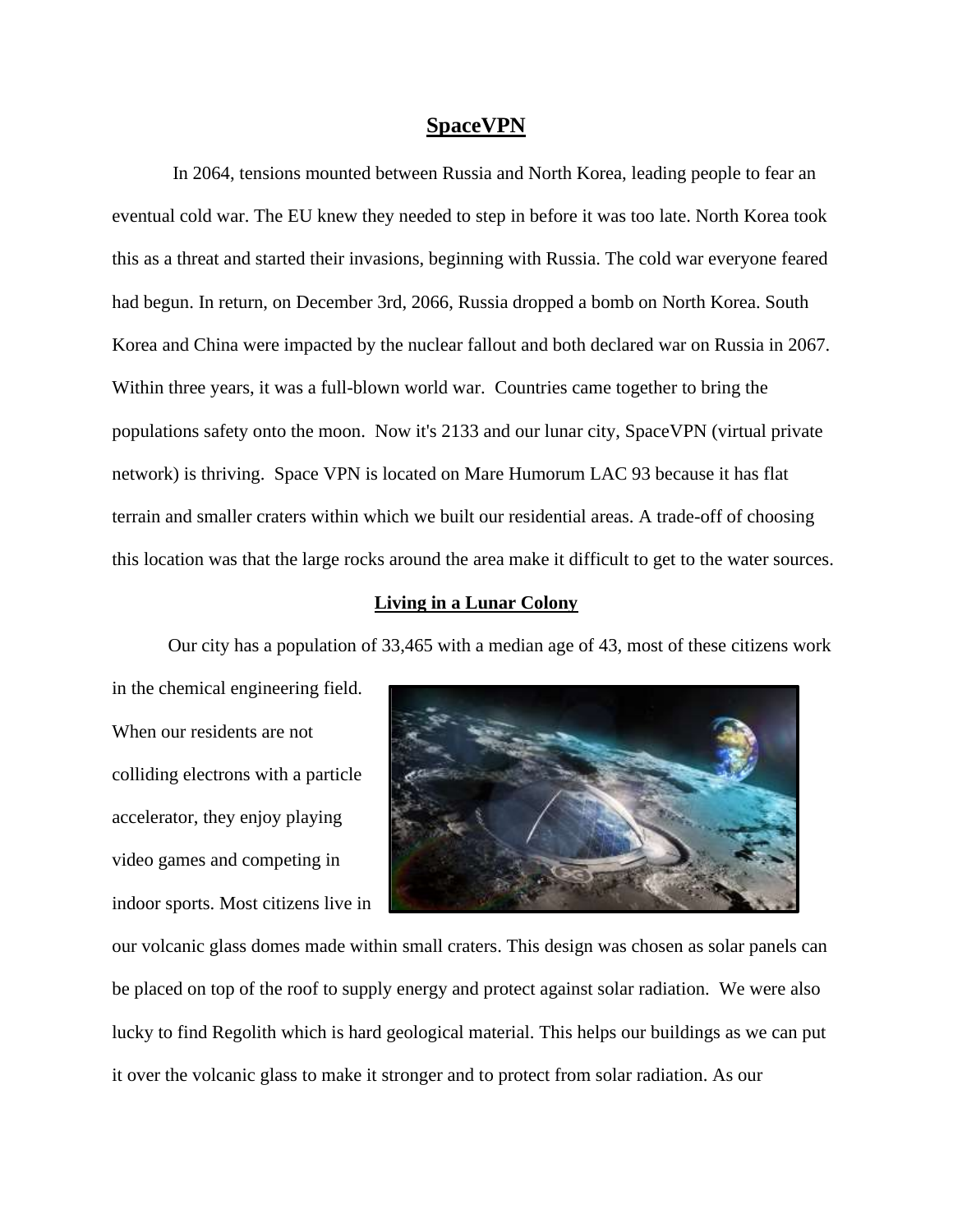## SpaceVPN

In 2064, tensions mounted between Russia and North Korea, leading people to fear an eventual cold war. The EU knew they needed to step in before it was too late. North Korea took this as a threat and started their invasions, beginning with Russia. The cold war everyone feared had begun. In return, on December 3rd, 2066, Russia dropped a bomb on North Korea. South Korea and China were impacted by the nuclear fallout and both declared war on Russia in 2067. Within three years, it was a full-blown world war. Countries came together to bring the populations safety onto the moon. Now it's 2133 and our lunar city, SpaceVPN (virtual private network) is thriving. Space VPN is located on Mare Humorum LAC 93 because it has flat terrain and smaller craters within which we built our residential areas. A trade-off of choosing this location was that the large rocks around the area make it difficult to get to the water sources.

### Living in a Lunar Colony

Our city has a population of 33,465 with a median age of 43, most of these citizens work in the chemical engineering field. When our residents are not colliding electrons with a particle accelerator, they enjoy playing video games and competing in indoor sports. Most citizens live in our volcanic glass domes made within small craters. This design was chosen as solar panels can be placed on top of the roof to supply energy and protect against solar radiation. We were also lucky to find Regolith which is hard geological material. This helps our buildings as we can put it over the volcanic glass to make it stronger and to protect from solar radiation. As our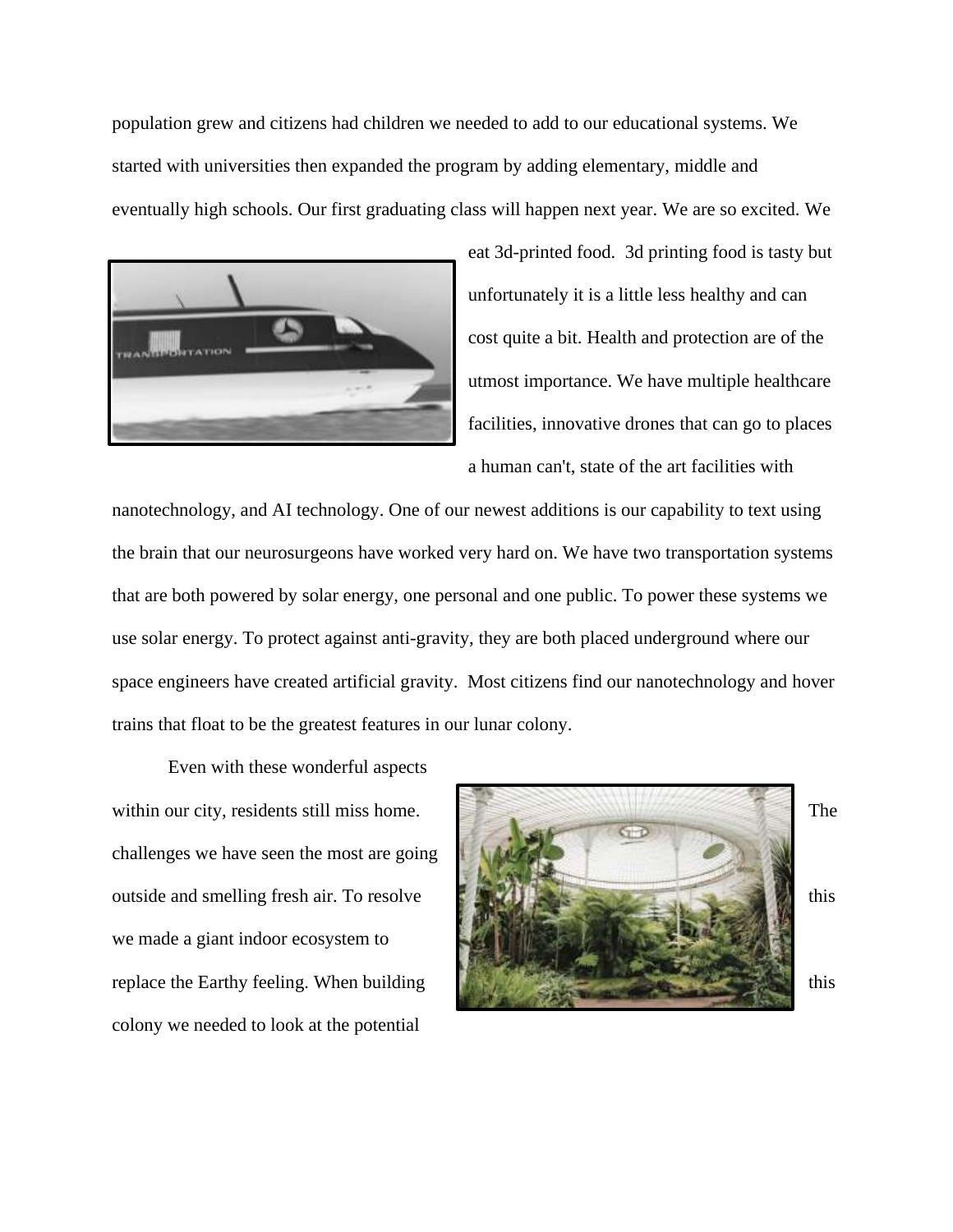population grew and citizens had children we needed to add to our educational systems. We started with universities then expanded the program by adding elementary, middle and eventually high schools. Our first graduating class will happen next year. We are so excited. We eat 3d-printed food. 3d printing food is tasty but unfortunately it is a little less healthy and can cost quite a bit. Health and protection are of the utmost importance. We have multiple healthcare facilities, innovative drones that can go to places a human can't, state of the art facilities with nanotechnology, and AI technology. One of our newest additions is our capability to text using the brain that our neurosurgeons have worked very hard on. We have two transportation systems that are both powered by solar energy, one personal and one public. To power these systems we use solar energy. To protect against anti-gravity, they are both placed underground where our space engineers have created artificial gravity. Most citizens find our nanotechnology and hover trains that float to be the greatest features in our lunar colony.

Even with these wonderful aspects within our city, residents still miss home. The challenges we have seen the most are going outside and smelling fresh air. To resolve this we made a giant indoor ecosystem to replace the Earthy feeling. When building this colony we needed to look at the potential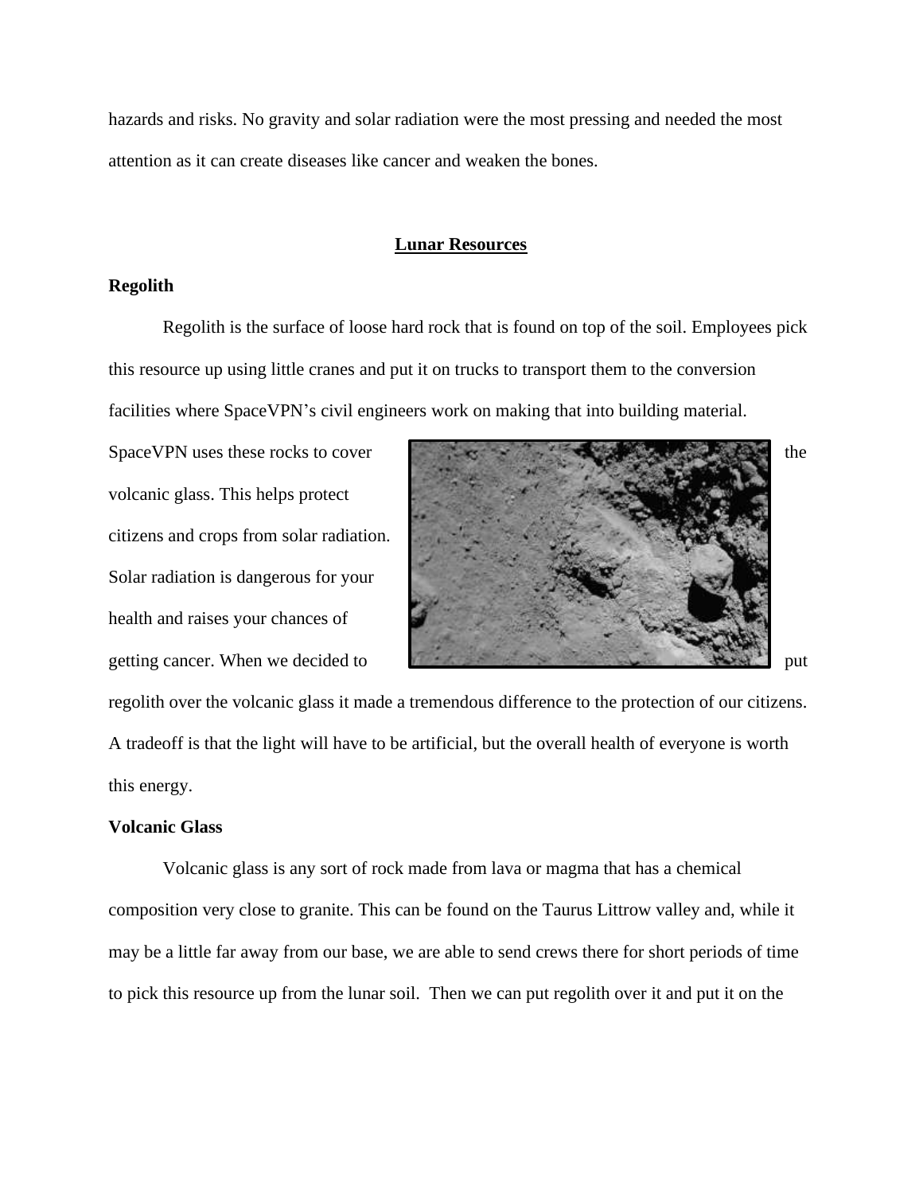hazards and risks. No gravity and solar radiation were the most pressing and needed the most attention as it can create diseases like cancer and weaken the bones.

## Lunar Resources

### Regolith

Regolith is the surface of loose hard rock that is found on top of the soil. Employees pick this resource up using little cranes and put it on trucks to transport them to the conversion facilities where SpaceVPN's civil engineers work on making that into building material. SpaceVPN uses these rocks to cover the volcanic glass. This helps protect citizens and crops from solar radiation. Solar radiation is dangerous for your health and raises your chances of getting cancer. When we decided to put regolith over the volcanic glass it made a tremendous difference to the protection of our citizens. A tradeoff is that the light will have to be artificial, but the overall health of everyone is worth this energy.

### Volcanic Glass

Volcanic glass is any sort of rock made from lava or magma that has a chemical composition very close to granite. This can be found on the Taurus Littrow valley and, while it may be a little far away from our base, we are able to send crews there for short periods of time to pick this resource up from the lunar soil. Then we can put regolith over it and put it on the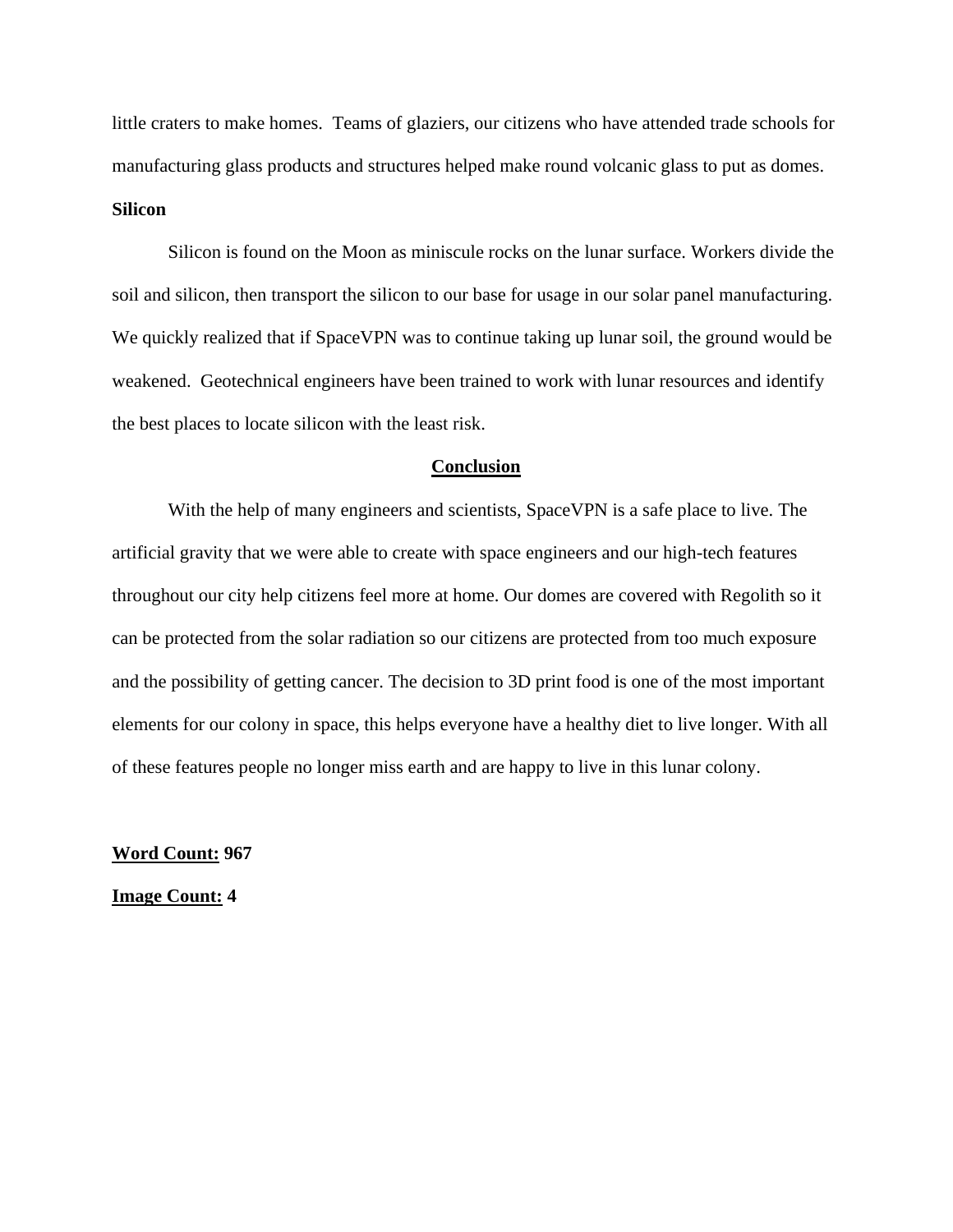little craters to make homes. Teams of glaziers, our citizens who have attended trade schools for manufacturing glass products and structures helped make round volcanic glass to put as domes.

**Silicon**

Silicon is found on the Moon as miniscule rocks on the lunar surface. Workers divide the soil and silicon, then transport the silicon to our base for usage in our solar panel manufacturing. We quickly realized that if SpaceVPN was to continue taking up lunar soil, the ground would be weakened. Geotechnical engineers have been trained to work with lunar resources and identify the best places to locate silicon with the least risk.

## Conclusion

With the help of many engineers and scientists, SpaceVPN is a safe place to live. The artificial gravity that we were able to create with space engineers and our high-tech features throughout our city help citizens feel more at home. Our domes are covered with Regolith so it can be protected from the solar radiation so our citizens are protected from too much exposure and the possibility of getting cancer. The decision to 3D print food is one of the most important elements for our colony in space, this helps everyone have a healthy diet to live longer. With all of these features people no longer miss earth and are happy to live in this lunar colony.

**Word Count: 967**

**Image Count: 4**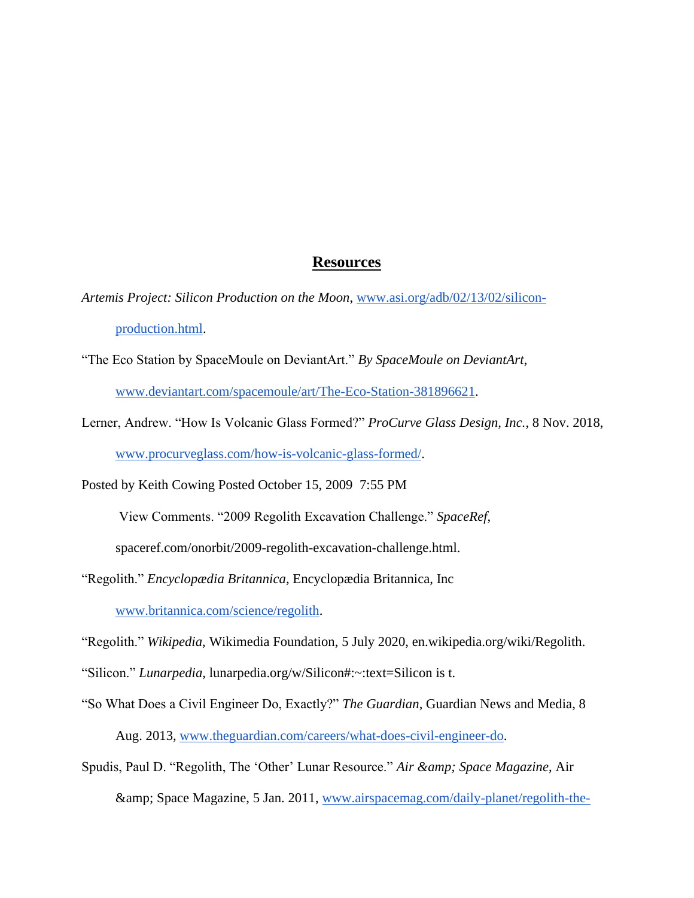## Resources

*Artemis Project: Silicon Production on the Moon*, www.asi.org/adb/02/13/02/silicon-production.html.

"The Eco Station by SpaceMoule on DeviantArt." *By SpaceMoule on DeviantArt*, www.deviantart.com/spacemoule/art/The-Eco-Station-381896621.

Lerner, Andrew. "How Is Volcanic Glass Formed?" *ProCurve Glass Design, Inc.*, 8 Nov. 2018, www.procurveglass.com/how-is-volcanic-glass-formed/.

Posted by Keith Cowing Posted October 15, 2009 7:55 PM View Comments. "2009 Regolith Excavation Challenge." *SpaceRef*, spaceref.com/onorbit/2009-regolith-excavation-challenge.html.

"Regolith." *Encyclopædia Britannica*, Encyclopædia Britannica, Inc www.britannica.com/science/regolith.

"Regolith." *Wikipedia*, Wikimedia Foundation, 5 July 2020, en.wikipedia.org/wiki/Regolith.

"Silicon." *Lunarpedia*, lunarpedia.org/w/Silicon#:~:text=Silicon is t.

"So What Does a Civil Engineer Do, Exactly?" *The Guardian*, Guardian News and Media, 8 Aug. 2013, www.theguardian.com/careers/what-does-civil-engineer-do.

Spudis, Paul D. "Regolith, The 'Other' Lunar Resource." *Air &amp; Space Magazine*, Air &amp; Space Magazine, 5 Jan. 2011, www.airspacemag.com/daily-planet/regolith-the-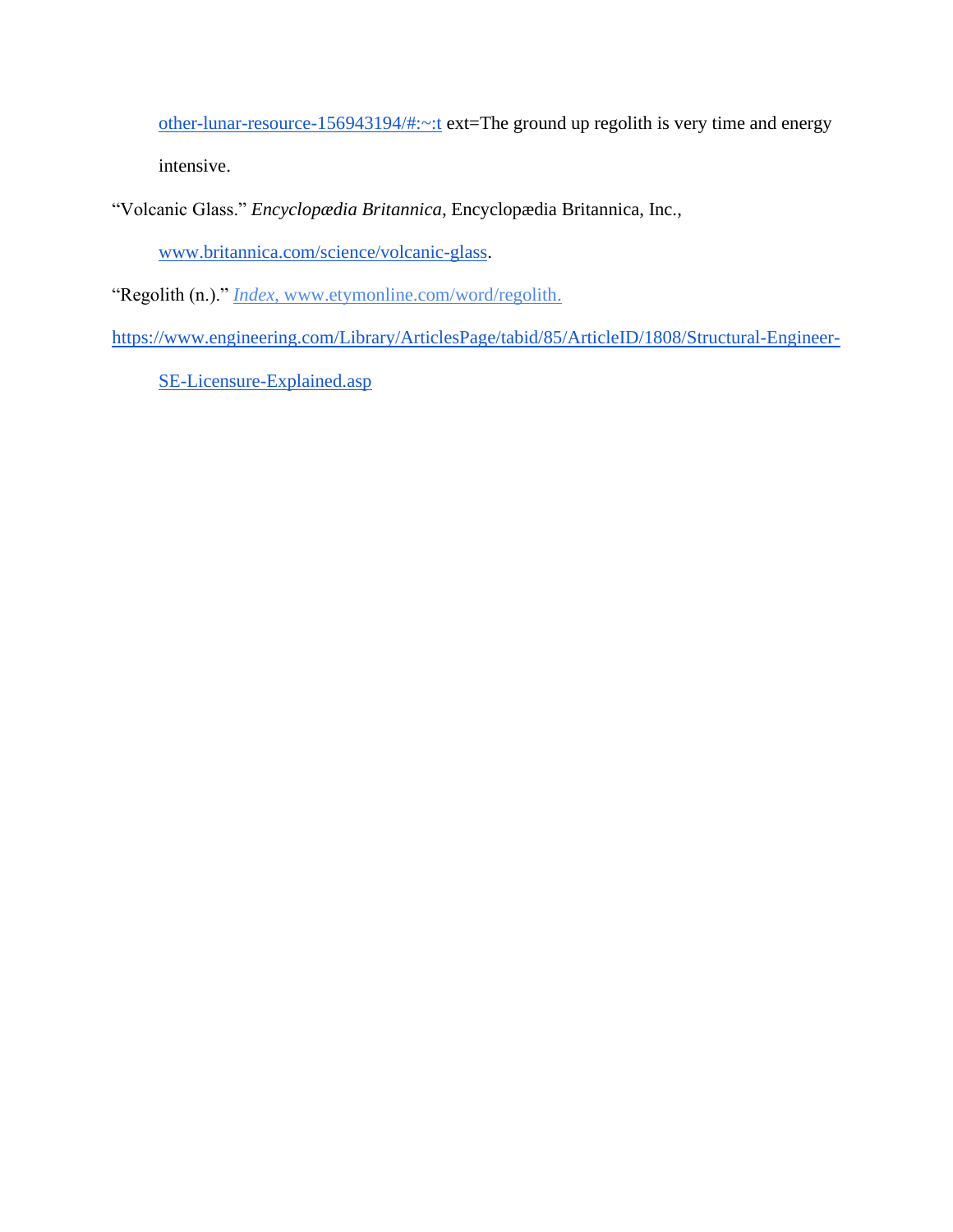other-lunar-resource-156943194/#:~:t ext=The ground up regolith is very time and energy intensive.

"Volcanic Glass." *Encyclopædia Britannica*, Encyclopædia Britannica, Inc., www.britannica.com/science/volcanic-glass.

"Regolith (n.)." *Index*, www.etymonline.com/word/regolith.

https://www.engineering.com/Library/ArticlesPage/tabid/85/ArticleID/1808/Structural-Engineer-SE-Licensure-Explained.asp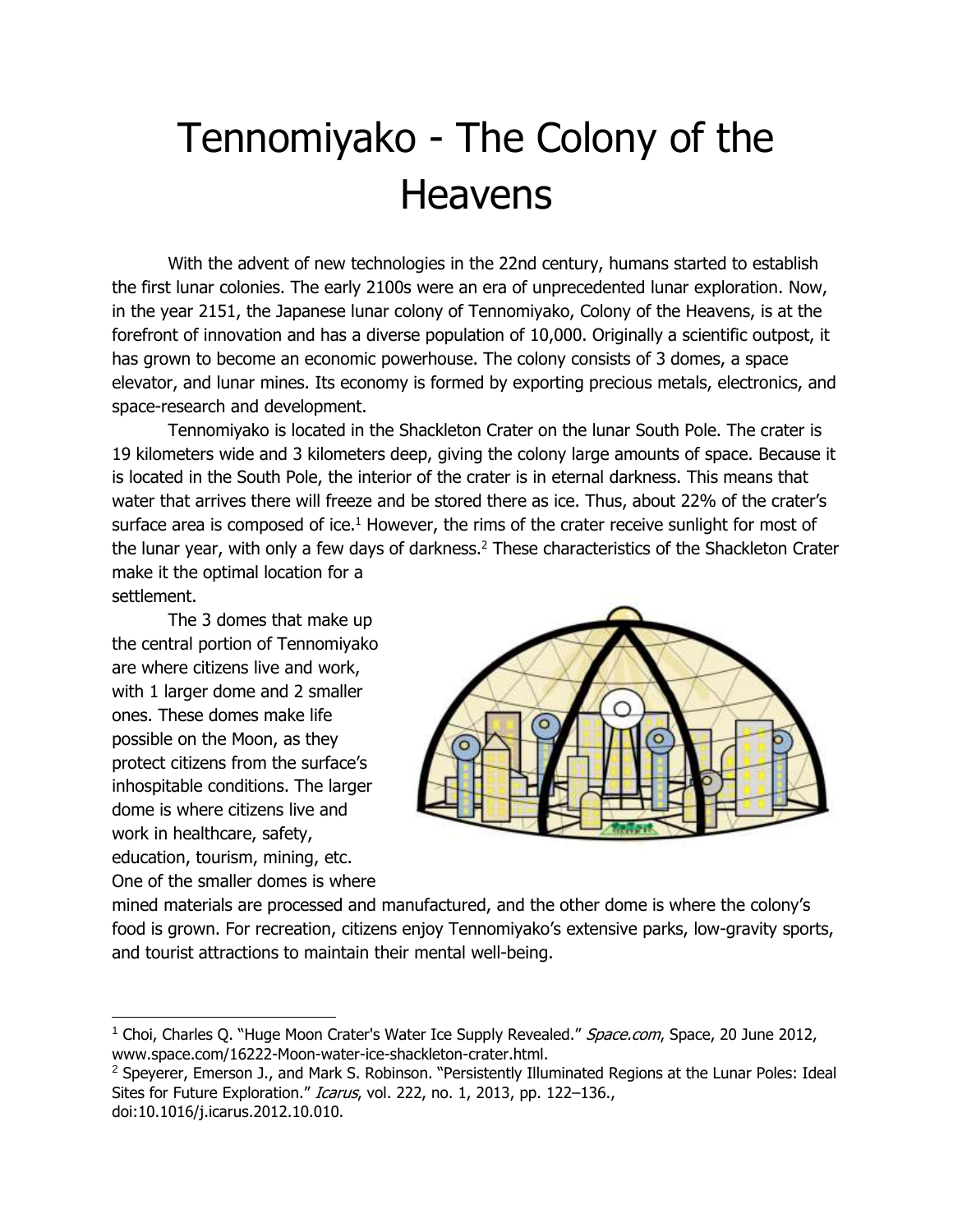# Tennomiyako - The Colony of the Heavens

With the advent of new technologies in the 22nd century, humans started to establish the first lunar colonies. The early 2100s were an era of unprecedented lunar exploration. Now, in the year 2151, the Japanese lunar colony of Tennomiyako, Colony of the Heavens, is at the forefront of innovation and has a diverse population of 10,000. Originally a scientific outpost, it has grown to become an economic powerhouse. The colony consists of 3 domes, a space elevator, and lunar mines. Its economy is formed by exporting precious metals, electronics, and space-research and development.

Tennomiyako is located in the Shackleton Crater on the lunar South Pole. The crater is 19 kilometers wide and 3 kilometers deep, giving the colony large amounts of space. Because it is located in the South Pole, the interior of the crater is in eternal darkness. This means that water that arrives there will freeze and be stored there as ice. Thus, about 22% of the crater's surface area is composed of ice.[1] However, the rims of the crater receive sunlight for most of the lunar year, with only a few days of darkness.[2] These characteristics of the Shackleton Crater make it the optimal location for a settlement.

The 3 domes that make up the central portion of Tennomiyako are where citizens live and work, with 1 larger dome and 2 smaller ones. These domes make life possible on the Moon, as they protect citizens from the surface's inhospitable conditions. The larger dome is where citizens live and work in healthcare, safety, education, tourism, mining, etc. One of the smaller domes is where mined materials are processed and manufactured, and the other dome is where the colony's food is grown. For recreation, citizens enjoy Tennomiyako's extensive parks, low-gravity sports, and tourist attractions to maintain their mental well-being.

---

[1] Choi, Charles Q. "Huge Moon Crater's Water Ice Supply Revealed." *Space.com*, Space, 20 June 2012, www.space.com/16222-Moon-water-ice-shackleton-crater.html.

[2] Speyerer, Emerson J., and Mark S. Robinson. "Persistently Illuminated Regions at the Lunar Poles: Ideal Sites for Future Exploration." *Icarus*, vol. 222, no. 1, 2013, pp. 122–136., doi:10.1016/j.icarus.2012.10.010.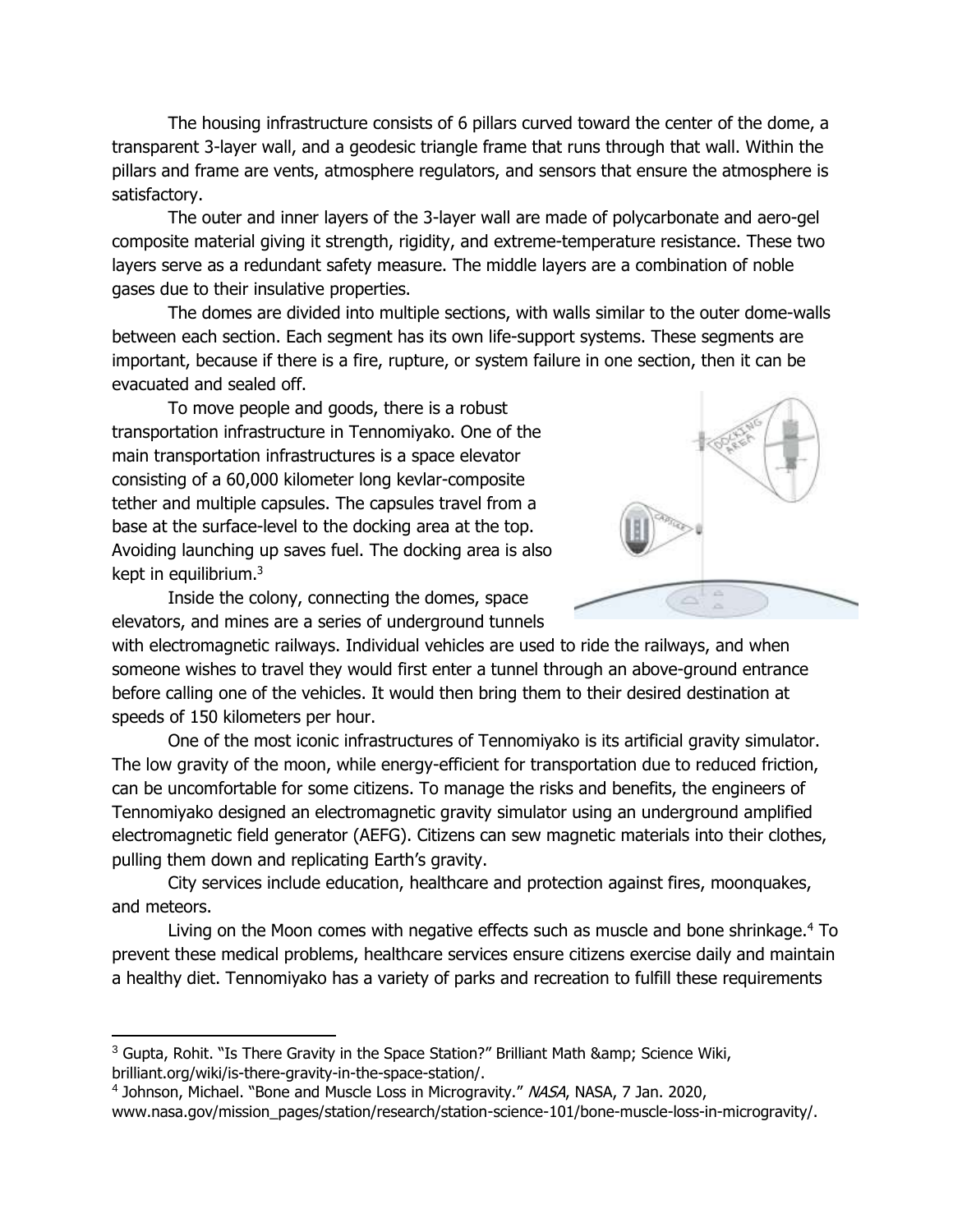The housing infrastructure consists of 6 pillars curved toward the center of the dome, a transparent 3-layer wall, and a geodesic triangle frame that runs through that wall. Within the pillars and frame are vents, atmosphere regulators, and sensors that ensure the atmosphere is satisfactory.

The outer and inner layers of the 3-layer wall are made of polycarbonate and aero-gel composite material giving it strength, rigidity, and extreme-temperature resistance. These two layers serve as a redundant safety measure. The middle layers are a combination of noble gases due to their insulative properties.

The domes are divided into multiple sections, with walls similar to the outer dome-walls between each section. Each segment has its own life-support systems. These segments are important, because if there is a fire, rupture, or system failure in one section, then it can be evacuated and sealed off.

To move people and goods, there is a robust transportation infrastructure in Tennomiyako. One of the main transportation infrastructures is a space elevator consisting of a 60,000 kilometer long kevlar-composite tether and multiple capsules. The capsules travel from a base at the surface-level to the docking area at the top. Avoiding launching up saves fuel. The docking area is also kept in equilibrium.[3]

Inside the colony, connecting the domes, space elevators, and mines are a series of underground tunnels with electromagnetic railways. Individual vehicles are used to ride the railways, and when someone wishes to travel they would first enter a tunnel through an above-ground entrance before calling one of the vehicles. It would then bring them to their desired destination at speeds of 150 kilometers per hour.

One of the most iconic infrastructures of Tennomiyako is its artificial gravity simulator. The low gravity of the moon, while energy-efficient for transportation due to reduced friction, can be uncomfortable for some citizens. To manage the risks and benefits, the engineers of Tennomiyako designed an electromagnetic gravity simulator using an underground amplified electromagnetic field generator (AEFG). Citizens can sew magnetic materials into their clothes, pulling them down and replicating Earth's gravity.

City services include education, healthcare and protection against fires, moonquakes, and meteors.

Living on the Moon comes with negative effects such as muscle and bone shrinkage.[4] To prevent these medical problems, healthcare services ensure citizens exercise daily and maintain a healthy diet. Tennomiyako has a variety of parks and recreation to fulfill these requirements

---

[3] Gupta, Rohit. "Is There Gravity in the Space Station?" Brilliant Math &amp; Science Wiki, brilliant.org/wiki/is-there-gravity-in-the-space-station/.

[4] Johnson, Michael. "Bone and Muscle Loss in Microgravity." *NASA*, NASA, 7 Jan. 2020, www.nasa.gov/mission_pages/station/research/station-science-101/bone-muscle-loss-in-microgravity/.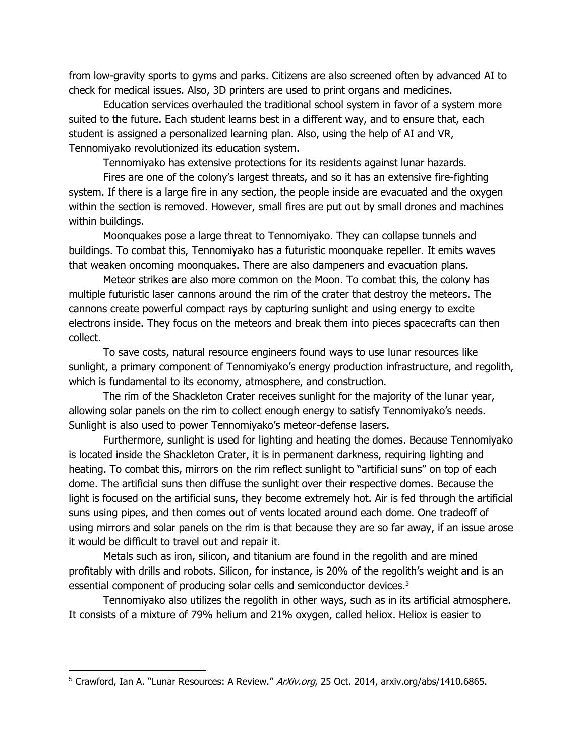from low-gravity sports to gyms and parks. Citizens are also screened often by advanced AI to check for medical issues. Also, 3D printers are used to print organs and medicines.

Education services overhauled the traditional school system in favor of a system more suited to the future. Each student learns best in a different way, and to ensure that, each student is assigned a personalized learning plan. Also, using the help of AI and VR, Tennomiyako revolutionized its education system.

Tennomiyako has extensive protections for its residents against lunar hazards.

Fires are one of the colony's largest threats, and so it has an extensive fire-fighting system. If there is a large fire in any section, the people inside are evacuated and the oxygen within the section is removed. However, small fires are put out by small drones and machines within buildings.

Moonquakes pose a large threat to Tennomiyako. They can collapse tunnels and buildings. To combat this, Tennomiyako has a futuristic moonquake repeller. It emits waves that weaken oncoming moonquakes. There are also dampeners and evacuation plans.

Meteor strikes are also more common on the Moon. To combat this, the colony has multiple futuristic laser cannons around the rim of the crater that destroy the meteors. The cannons create powerful compact rays by capturing sunlight and using energy to excite electrons inside. They focus on the meteors and break them into pieces spacecrafts can then collect.

To save costs, natural resource engineers found ways to use lunar resources like sunlight, a primary component of Tennomiyako's energy production infrastructure, and regolith, which is fundamental to its economy, atmosphere, and construction.

The rim of the Shackleton Crater receives sunlight for the majority of the lunar year, allowing solar panels on the rim to collect enough energy to satisfy Tennomiyako's needs. Sunlight is also used to power Tennomiyako's meteor-defense lasers.

Furthermore, sunlight is used for lighting and heating the domes. Because Tennomiyako is located inside the Shackleton Crater, it is in permanent darkness, requiring lighting and heating. To combat this, mirrors on the rim reflect sunlight to "artificial suns" on top of each dome. The artificial suns then diffuse the sunlight over their respective domes. Because the light is focused on the artificial suns, they become extremely hot. Air is fed through the artificial suns using pipes, and then comes out of vents located around each dome. One tradeoff of using mirrors and solar panels on the rim is that because they are so far away, if an issue arose it would be difficult to travel out and repair it.

Metals such as iron, silicon, and titanium are found in the regolith and are mined profitably with drills and robots. Silicon, for instance, is 20% of the regolith's weight and is an essential component of producing solar cells and semiconductor devices.[5]

Tennomiyako also utilizes the regolith in other ways, such as in its artificial atmosphere. It consists of a mixture of 79% helium and 21% oxygen, called heliox. Heliox is easier to

---

[5] Crawford, Ian A. "Lunar Resources: A Review." *ArXiv.org*, 25 Oct. 2014, arxiv.org/abs/1410.6865.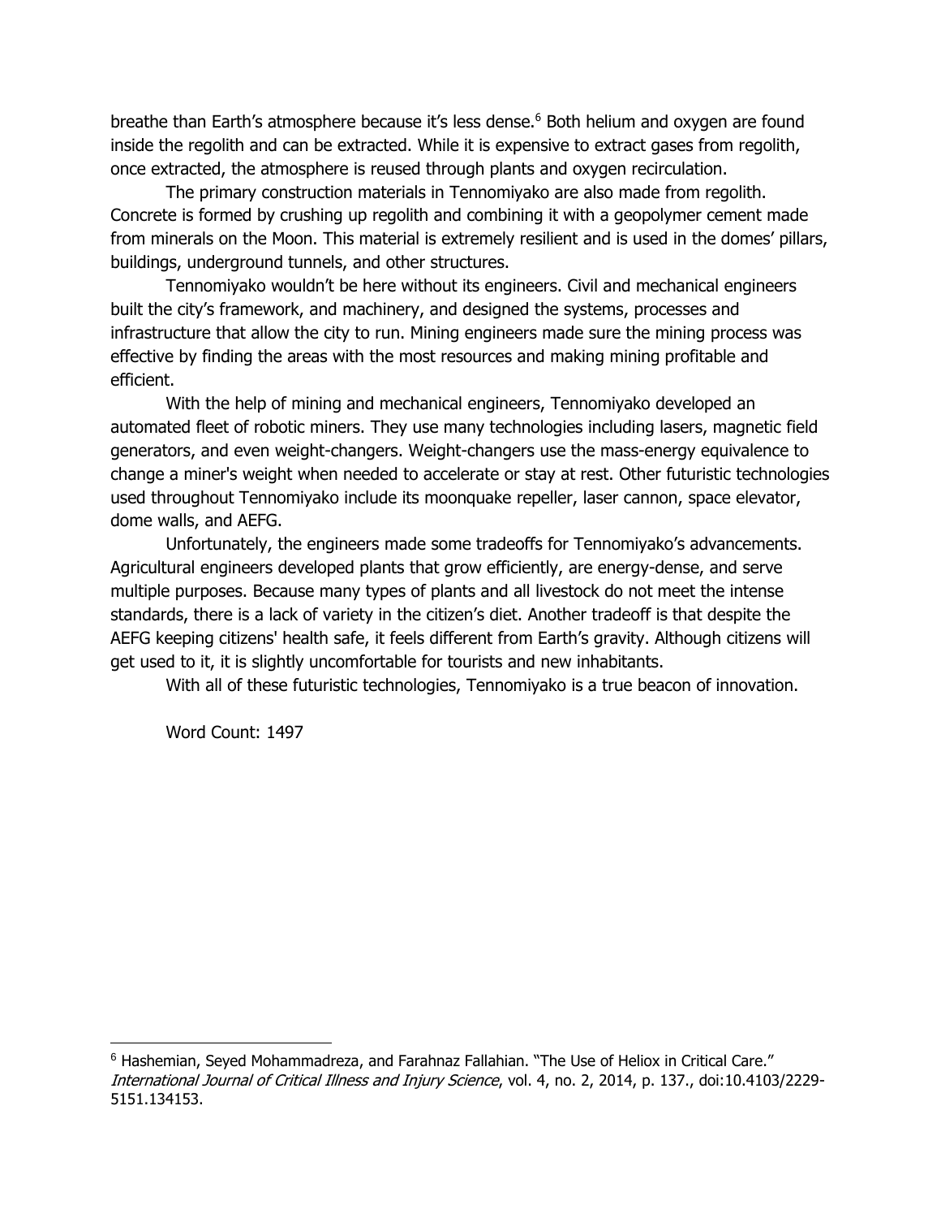breathe than Earth's atmosphere because it's less dense.[6] Both helium and oxygen are found inside the regolith and can be extracted. While it is expensive to extract gases from regolith, once extracted, the atmosphere is reused through plants and oxygen recirculation.

The primary construction materials in Tennomiyako are also made from regolith. Concrete is formed by crushing up regolith and combining it with a geopolymer cement made from minerals on the Moon. This material is extremely resilient and is used in the domes' pillars, buildings, underground tunnels, and other structures.

Tennomiyako wouldn't be here without its engineers. Civil and mechanical engineers built the city's framework, and machinery, and designed the systems, processes and infrastructure that allow the city to run. Mining engineers made sure the mining process was effective by finding the areas with the most resources and making mining profitable and efficient.

With the help of mining and mechanical engineers, Tennomiyako developed an automated fleet of robotic miners. They use many technologies including lasers, magnetic field generators, and even weight-changers. Weight-changers use the mass-energy equivalence to change a miner's weight when needed to accelerate or stay at rest. Other futuristic technologies used throughout Tennomiyako include its moonquake repeller, laser cannon, space elevator, dome walls, and AEFG.

Unfortunately, the engineers made some tradeoffs for Tennomiyako's advancements. Agricultural engineers developed plants that grow efficiently, are energy-dense, and serve multiple purposes. Because many types of plants and all livestock do not meet the intense standards, there is a lack of variety in the citizen's diet. Another tradeoff is that despite the AEFG keeping citizens' health safe, it feels different from Earth's gravity. Although citizens will get used to it, it is slightly uncomfortable for tourists and new inhabitants.

With all of these futuristic technologies, Tennomiyako is a true beacon of innovation.

Word Count: 1497

---

[6] Hashemian, Seyed Mohammadreza, and Farahnaz Fallahian. "The Use of Heliox in Critical Care." *International Journal of Critical Illness and Injury Science*, vol. 4, no. 2, 2014, p. 137., doi:10.4103/2229-5151.134153.